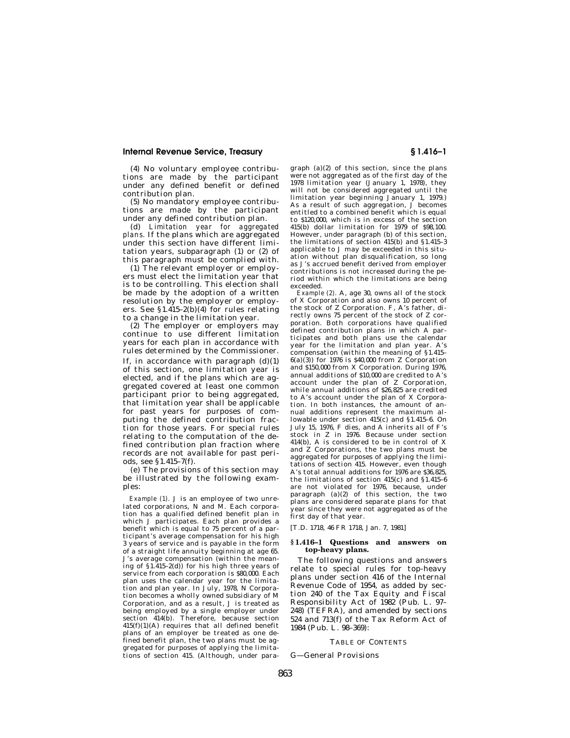(4) No voluntary employee contributions are made by the participant under any defined benefit or defined contribution plan.

(5) No mandatory employee contributions are made by the participant under any defined contribution plan.

(d) *Limitation year for aggregated plans.* If the plans which are aggregated under this section have different limitation years, subparagraph (1) or (2) of this paragraph must be complied with.

(1) The relevant employer or employers must elect the limitation year that is to be controlling. This election shall be made by the adoption of a written resolution by the employer or employers. See §1.415–2(b)(4) for rules relating to a change in the limitation year.

(2) The employer or employers may continue to use different limitation years for each plan in accordance with rules determined by the Commissioner. If, in accordance with paragraph (d)(1) of this section, one limitation year is elected, and if the plans which are aggregated covered at least one common participant prior to being aggregated, that limitation year shall be applicable for past years for purposes of computing the defined contribution fraction for those years. For special rules relating to the computation of the defined contribution plan fraction where records are not available for past periods, see §1.415–7(f).

(e) The provisions of this section may be illustrated by the following examples:

*Example (1).* J is an employee of two unrelated corporations, N and M. Each corporation has a qualified defined benefit plan in which J participates. Each plan provides a benefit which is equal to 75 percent of a participant's average compensation for his high 3 years of service and is payable in the form of a straight life annuity beginning at age 65. J's average compensation (within the meaning of §1.415–2(d)) for his high three years of service from each corporation is $80,000. Each plan uses the calendar year for the limitation and plan year. In July, 1978, N Corporation becomes a wholly owned subsidiary of M Corporation, and as a result, J is treated as being employed by a single employer under section 414(b). Therefore, because section 415(f)(1)(A) requires that all defined benefit plans of an employer be treated as one defined benefit plan, the two plans must be aggregated for purposes of applying the limitations of section 415. (Although, under paragraph (a)(2) of this section, since the plans were not aggregated as of the first day of the 1978 limitation year (January 1, 1978), they will not be considered aggregated until the limitation year beginning January 1, 1979.) As a result of such aggregation, J becomes entitled to a combined benefit which is equal to $120,000, which is in excess of the section 415(b) dollar limitation for 1979 of $98,100. However, under paragraph (b) of this section, the limitations of section 415(b) and §1.415–3 applicable to J may be exceeded in this situation without plan disqualification, so long as J's accrued benefit derived from employer contributions is not increased during the period within which the limitations are being exceeded.

*Example (2).* A, age 30, owns all of the stock of X Corporation and also owns 10 percent of the stock of Z Corporation. F, A's father, directly owns 75 percent of the stock of Z corporation. Both corporations have qualified defined contribution plans in which A participates and both plans use the calendar year for the limitation and plan year. A's compensation (within the meaning of §1.415–6(a)(3)) for 1976 is $40,000 from Z Corporation and $150,000 from X Corporation. During 1976, annual additions of $10,000 are credited to A's account under the plan of Z Corporation, while annual additions of $26,825 are credited to A's account under the plan of X Corporation. In both instances, the amount of annual additions represent the maximum allowable under section 415(c) and §1.415–6. On July 15, 1976, F dies, and A inherits all of F's stock in Z in 1976. Because under section 414(b), A is considered to be in control of X and Z Corporations, the two plans must be aggregated for purposes of applying the limitations of section 415. However, even though A's total annual additions for 1976 are $36,825, the limitations of section 415(c) and §1.415–6 are not violated for 1976, because, under paragraph (a)(2) of this section, the two plans are considered separate plans for that year since they were not aggregated as of the first day of that year.

[T.D. 1718, 46 FR 1718, Jan. 7, 1981]

## §1.416–1 Questions and answers on top-heavy plans.

The following questions and answers relate to special rules for top-heavy plans under section 416 of the Internal Revenue Code of 1954, as added by section 240 of the Tax Equity and Fiscal Responsibility Act of 1982 (Pub. L. 97–248) (TEFRA), and amended by sections 524 and 713(f) of the Tax Reform Act of 1984 (Pub. L. 98–369):

TABLE OF CONTENTS

G—General Provisions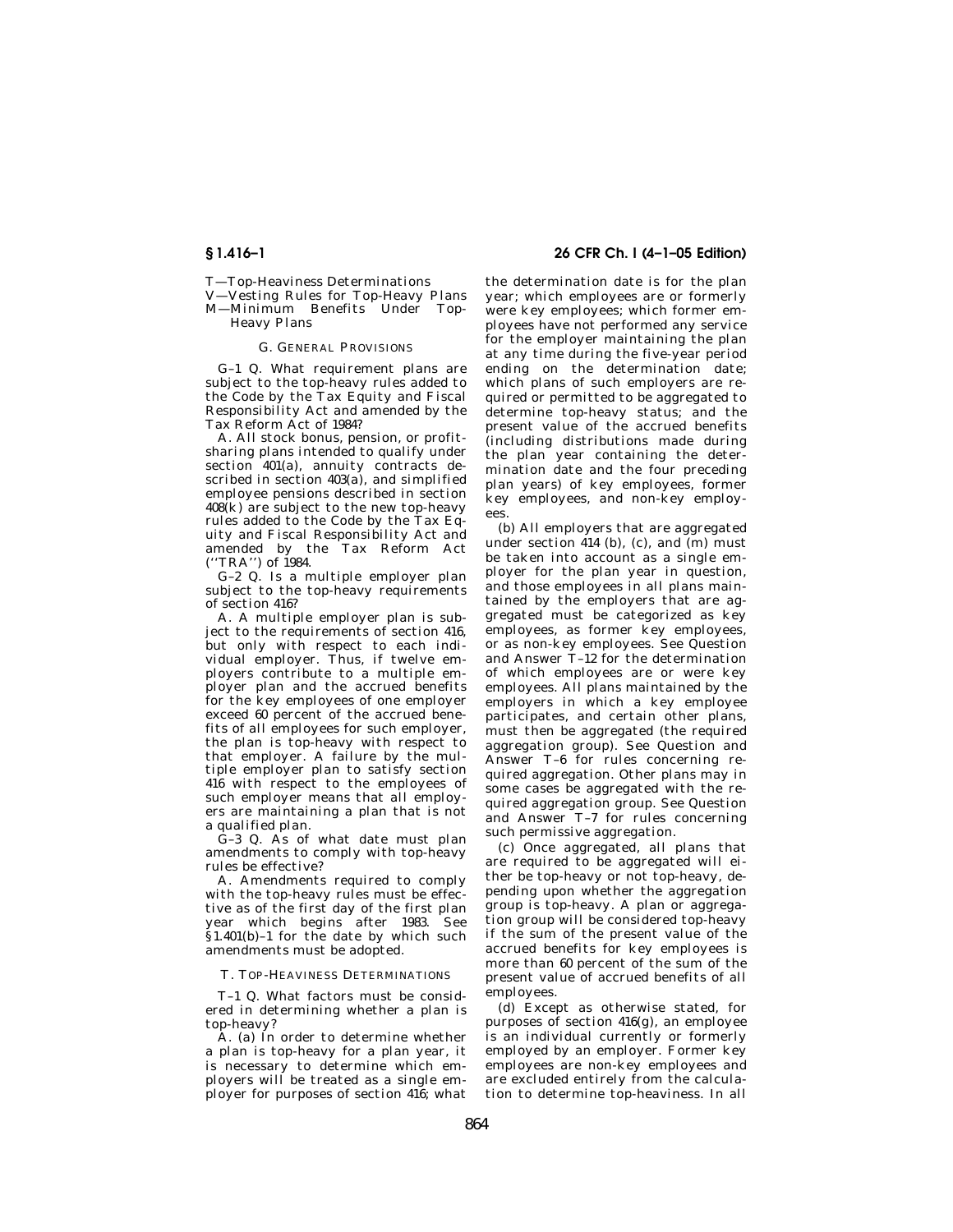T—Top-Heaviness Determinations

V—Vesting Rules for Top-Heavy Plans

M—Minimum Benefits Under Top-Heavy Plans

### G. GENERAL PROVISIONS

G–1 Q. What requirement plans are subject to the top-heavy rules added to the Code by the Tax Equity and Fiscal Responsibility Act and amended by the Tax Reform Act of 1984?

A. All stock bonus, pension, or profit-sharing plans intended to qualify under section 401(a), annuity contracts described in section 403(a), and simplified employee pensions described in section 408(k) are subject to the new top-heavy rules added to the Code by the Tax Equity and Fiscal Responsibility Act and amended by the Tax Reform Act (''TRA'') of 1984.

G–2 Q. Is a multiple employer plan subject to the top-heavy requirements of section 416?

A. A multiple employer plan is subject to the requirements of section 416, but only with respect to each individual employer. Thus, if twelve employers contribute to a multiple employer plan and the accrued benefits for the key employees of one employer exceed 60 percent of the accrued benefits of all employees for such employer, the plan is top-heavy with respect to that employer. A failure by the multiple employer plan to satisfy section 416 with respect to the employees of such employer means that all employers are maintaining a plan that is not a qualified plan.

G–3 Q. As of what date must plan amendments to comply with top-heavy rules be effective?

A. Amendments required to comply with the top-heavy rules must be effective as of the first day of the first plan year which begins after 1983. See §1.401(b)–1 for the date by which such amendments must be adopted.

### T. TOP-HEAVINESS DETERMINATIONS

T–1 Q. What factors must be considered in determining whether a plan is top-heavy?

A. (a) In order to determine whether a plan is top-heavy for a plan year, it is necessary to determine which employers will be treated as a single employer for purposes of section 416; what the determination date is for the plan year; which employees are or formerly were key employees; which former employees have not performed any service for the employer maintaining the plan at any time during the five-year period ending on the determination date; which plans of such employers are required or permitted to be aggregated to determine top-heavy status; and the present value of the accrued benefits (including distributions made during the plan year containing the determination date and the four preceding plan years) of key employees, former key employees, and non-key employees.

(b) All employers that are aggregated under section 414 (b), (c), and (m) must be taken into account as a single employer for the plan year in question, and those employees in all plans maintained by the employers that are aggregated must be categorized as key employees, as former key employees, or as non-key employees. See Question and Answer T–12 for the determination of which employees are or were key employees. All plans maintained by the employers in which a key employee participates, and certain other plans, must then be aggregated (the required aggregation group). See Question and Answer T–6 for rules concerning required aggregation. Other plans may in some cases be aggregated with the required aggregation group. See Question and Answer T–7 for rules concerning such permissive aggregation.

(c) Once aggregated, all plans that are required to be aggregated will either be top-heavy or not top-heavy, depending upon whether the aggregation group is top-heavy. A plan or aggregation group will be considered top-heavy if the sum of the present value of the accrued benefits for key employees is more than 60 percent of the sum of the present value of accrued benefits of all employees.

(d) Except as otherwise stated, for purposes of section 416(g), an employee is an individual currently or formerly employed by an employer. Former key employees are non-key employees and are excluded entirely from the calculation to determine top-heaviness. In all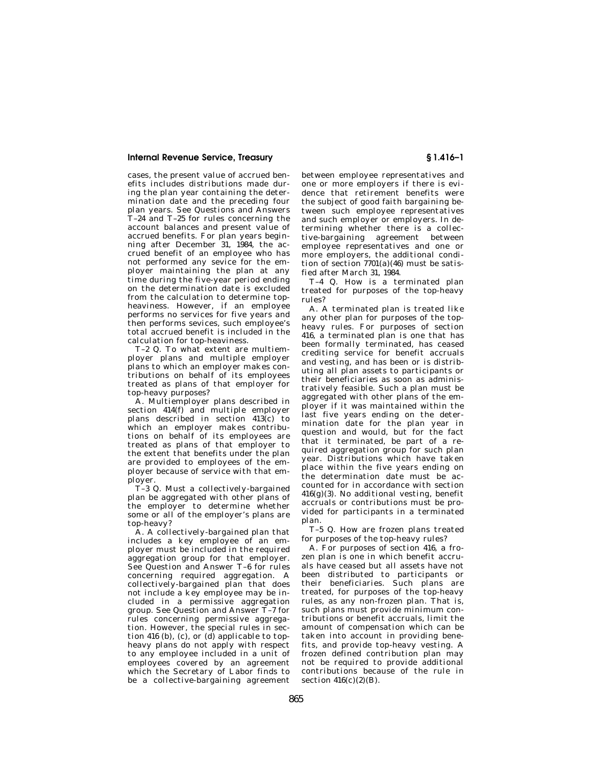cases, the present value of accrued benefits includes distributions made during the plan year containing the determination date and the preceding four plan years. See Questions and Answers T–24 and T–25 for rules concerning the account balances and present value of accrued benefits. For plan years beginning after December 31, 1984, the accrued benefit of an employee who has not performed any sevice for the employer maintaining the plan at any time during the five-year period ending on the determination date is excluded from the calculation to determine top-heaviness. However, if an employee performs no services for five years and then performs sevices, such employee's total accrued benefit is included in the calculation for top-heaviness.

T–2 Q. To what extent are multiemployer plans and multiple employer plans to which an employer makes contributions on behalf of its employees treated as plans of that employer for top-heavy purposes?

A. Multiemployer plans described in section 414(f) and multiple employer plans described in section 413(c) to which an employer makes contributions on behalf of its employees are treated as plans of that employer to the extent that benefits under the plan are provided to employees of the employer because of service with that employer.

T–3 Q. Must a collectively-bargained plan be aggregated with other plans of the employer to determine whether some or all of the employer's plans are top-heavy?

A. A collectively-bargained plan that includes a key employee of an employer must be included in the required aggregation group for that employer. See Question and Answer T–6 for rules concerning required aggregation. A collectively-bargained plan that does not include a key employee may be included in a permissive aggregation group. See Question and Answer T–7 for rules concerning permissive aggregation. However, the special rules in section 416 (b), (c), or (d) applicable to top-heavy plans do not apply with respect to any employee included in a unit of employees covered by an agreement which the Secretary of Labor finds to be a collective-bargaining agreement between employee representatives and one or more employers if there is evidence that retirement benefits were the subject of good faith bargaining between such employee representatives and such employer or employers. In determining whether there is a collective-bargaining agreement between employee representatives and one or more employers, the additional condition of section 7701(a)(46) must be satisfied after March 31, 1984.

T–4 Q. How is a terminated plan treated for purposes of the top-heavy rules?

A. A terminated plan is treated like any other plan for purposes of the top-heavy rules. For purposes of section 416, a terminated plan is one that has been formally terminated, has ceased crediting service for benefit accruals and vesting, and has been or is distributing all plan assets to participants or their beneficiaries as soon as administratively feasible. Such a plan must be aggregated with other plans of the employer if it was maintained within the last five years ending on the determination date for the plan year in question and would, but for the fact that it terminated, be part of a required aggregation group for such plan year. Distributions which have taken place within the five years ending on the determination date must be accounted for in accordance with section 416(g)(3). No additional vesting, benefit accruals or contributions must be provided for participants in a terminated plan.

T–5 Q. How are frozen plans treated for purposes of the top-heavy rules?

A. For purposes of section 416, a frozen plan is one in which benefit accruals have ceased but all assets have not been distributed to participants or their beneficiaries. Such plans are treated, for purposes of the top-heavy rules, as any non-frozen plan. That is, such plans must provide minimum contributions or benefit accruals, limit the amount of compensation which can be taken into account in providing benefits, and provide top-heavy vesting. A frozen defined contribution plan may not be required to provide additional contributions because of the rule in section 416(c)(2)(B).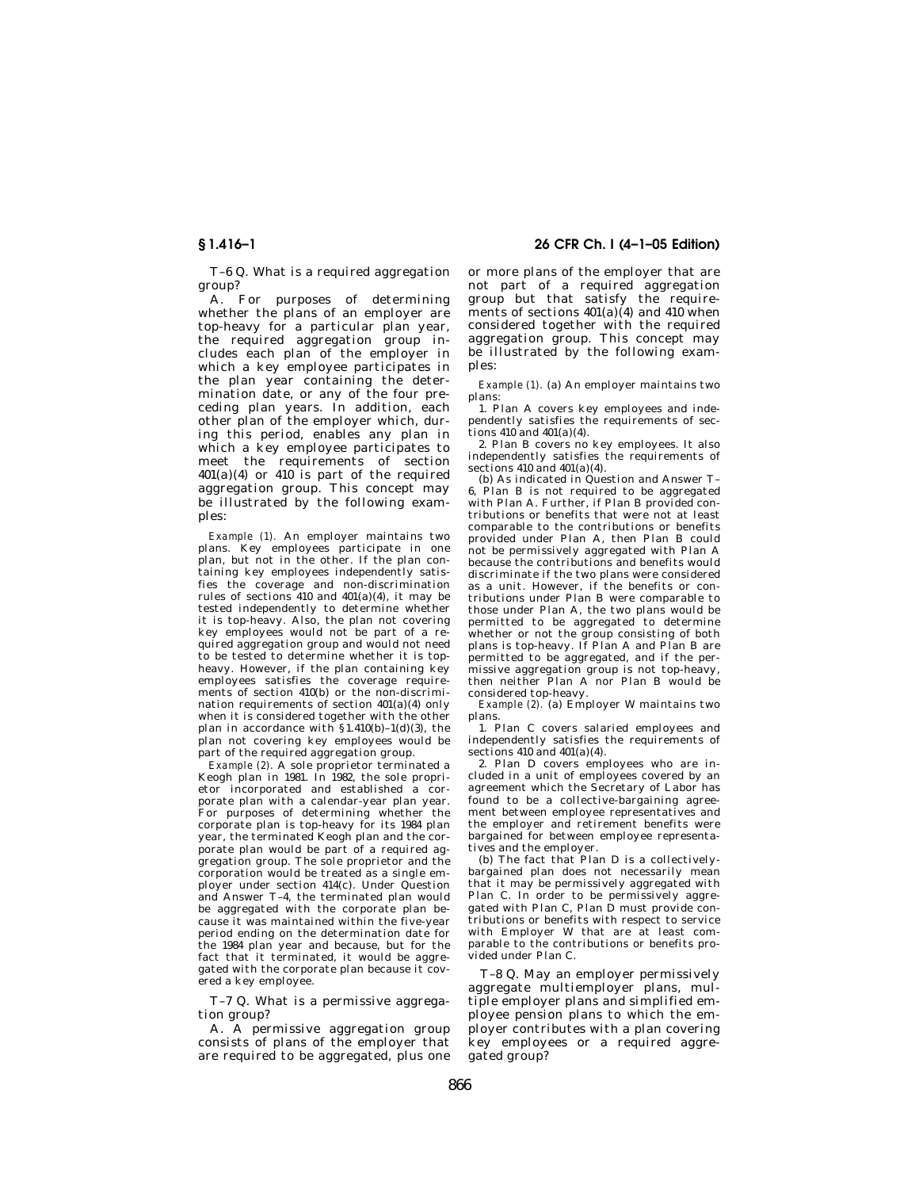T–6 Q. What is a required aggregation group?

A. For purposes of determining whether the plans of an employer are top-heavy for a particular plan year, the required aggregation group includes each plan of the employer in which a key employee participates in the plan year containing the determination date, or any of the four preceding plan years. In addition, each other plan of the employer which, during this period, enables any plan in which a key employee participates to meet the requirements of section 401(a)(4) or 410 is part of the required aggregation group. This concept may be illustrated by the following examples:

*Example (1).* An employer maintains two plans. Key employees participate in one plan, but not in the other. If the plan containing key employees independently satisfies the coverage and non-discrimination rules of sections 410 and 401(a)(4), it may be tested independently to determine whether it is top-heavy. Also, the plan not covering key employees would not be part of a required aggregation group and would not need to be tested to determine whether it is top-heavy. However, if the plan containing key employees satisfies the coverage requirements of section 410(b) or the non-discrimination requirements of section 401(a)(4) only when it is considered together with the other plan in accordance with §1.410(b)–1(d)(3), the plan not covering key employees would be part of the required aggregation group.

*Example (2).* A sole proprietor terminated a Keogh plan in 1981. In 1982, the sole proprietor incorporated and established a corporate plan with a calendar-year plan year. For purposes of determining whether the corporate plan is top-heavy for its 1984 plan year, the terminated Keogh plan and the corporate plan would be part of a required aggregation group. The sole proprietor and the corporation would be treated as a single employer under section 414(c). Under Question and Answer T–4, the terminated plan would be aggregated with the corporate plan because it was maintained within the five-year period ending on the determination date for the 1984 plan year and because, but for the fact that it terminated, it would be aggregated with the corporate plan because it covered a key employee.

T–7 Q. What is a permissive aggregation group?

A. A permissive aggregation group consists of plans of the employer that are required to be aggregated, plus one or more plans of the employer that are not part of a required aggregation group but that satisfy the requirements of sections 401(a)(4) and 410 when considered together with the required aggregation group. This concept may be illustrated by the following examples:

*Example (1).* (a) An employer maintains two plans:

1. Plan A covers key employees and independently satisfies the requirements of sections 410 and 401(a)(4).

2. Plan B covers no key employees. It also independently satisfies the requirements of sections 410 and 401(a)(4).

(b) As indicated in Question and Answer T–6, Plan B is not required to be aggregated with Plan A. Further, if Plan B provided contributions or benefits that were not at least comparable to the contributions or benefits provided under Plan A, then Plan B could not be permissively aggregated with Plan A because the contributions and benefits would discriminate if the two plans were considered as a unit. However, if the benefits or contributions under Plan B were comparable to those under Plan A, the two plans would be permitted to be aggregated to determine whether or not the group consisting of both plans is top-heavy. If Plan A and Plan B are permitted to be aggregated, and if the permissive aggregation group is not top-heavy, then neither Plan A nor Plan B would be considered top-heavy.

*Example (2).* (a) Employer W maintains two plans.

1. Plan C covers salaried employees and independently satisfies the requirements of sections 410 and 401(a)(4).

2. Plan D covers employees who are included in a unit of employees covered by an agreement which the Secretary of Labor has found to be a collective-bargaining agreement between employee representatives and the employer and retirement benefits were bargained for between employee representatives and the employer.

(b) The fact that Plan D is a collectively-bargained plan does not necessarily mean that it may be permissively aggregated with Plan C. In order to be permissively aggregated with Plan C, Plan D must provide contributions or benefits with respect to service with Employer W that are at least comparable to the contributions or benefits provided under Plan C.

T–8 Q. May an employer permissively aggregate multiemployer plans, multiple employer plans and simplified employee pension plans to which the employer contributes with a plan covering key employees or a required aggregated group?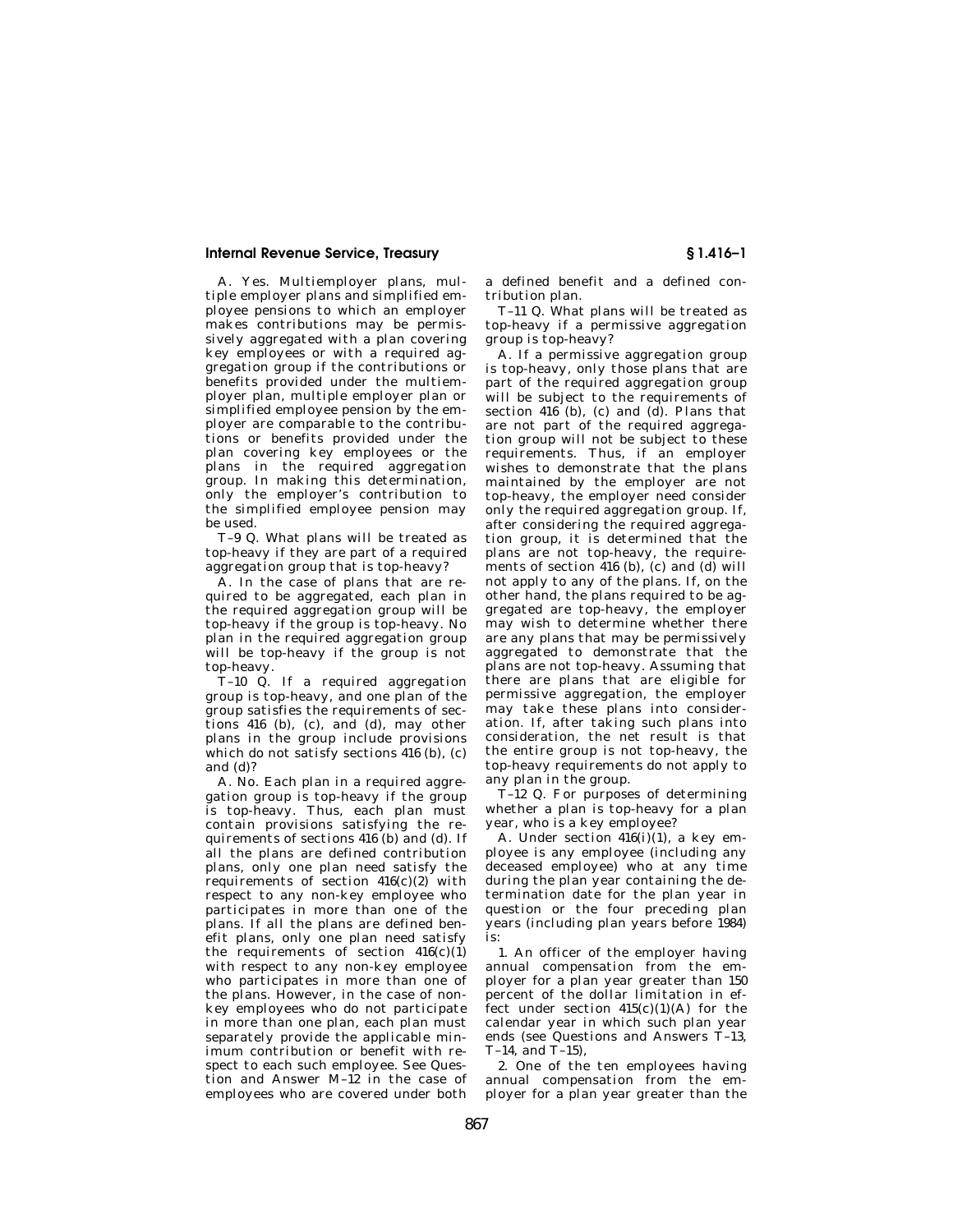A. Yes. Multiemployer plans, multiple employer plans and simplified employee pensions to which an employer makes contributions may be permissively aggregated with a plan covering key employees or with a required aggregation group if the contributions or benefits provided under the multiemployer plan, multiple employer plan or simplified employee pension by the employer are comparable to the contributions or benefits provided under the plan covering key employees or the plans in the required aggregation group. In making this determination, only the employer's contribution to the simplified employee pension may be used.

T–9 Q. What plans will be treated as top-heavy if they are part of a required aggregation group that is top-heavy?

A. In the case of plans that are required to be aggregated, each plan in the required aggregation group will be top-heavy if the group is top-heavy. No plan in the required aggregation group will be top-heavy if the group is not top-heavy.

T–10 Q. If a required aggregation group is top-heavy, and one plan of the group satisfies the requirements of sections 416 (b), (c), and (d), may other plans in the group include provisions which do not satisfy sections 416 (b), (c) and (d)?

A. No. Each plan in a required aggregation group is top-heavy if the group is top-heavy. Thus, each plan must contain provisions satisfying the requirements of sections 416 (b) and (d). If all the plans are defined contribution plans, only one plan need satisfy the requirements of section 416(c)(2) with respect to any non-key employee who participates in more than one of the plans. If all the plans are defined benefit plans, only one plan need satisfy the requirements of section 416(c)(1) with respect to any non-key employee who participates in more than one of the plans. However, in the case of non-key employees who do not participate in more than one plan, each plan must separately provide the applicable minimum contribution or benefit with respect to each such employee. See Question and Answer M–12 in the case of employees who are covered under both a defined benefit and a defined contribution plan.

T–11 Q. What plans will be treated as top-heavy if a permissive aggregation group is top-heavy?

A. If a permissive aggregation group is top-heavy, only those plans that are part of the required aggregation group will be subject to the requirements of section 416 (b), (c) and (d). Plans that are not part of the required aggregation group will not be subject to these requirements. Thus, if an employer wishes to demonstrate that the plans maintained by the employer are not top-heavy, the employer need consider only the required aggregation group. If, after considering the required aggregation group, it is determined that the plans are not top-heavy, the requirements of section 416 (b), (c) and (d) will not apply to any of the plans. If, on the other hand, the plans required to be aggregated are top-heavy, the employer may wish to determine whether there are any plans that may be permissively aggregated to demonstrate that the plans are not top-heavy. Assuming that there are plans that are eligible for permissive aggregation, the employer may take these plans into consideration. If, after taking such plans into consideration, the net result is that the entire group is not top-heavy, the top-heavy requirements do not apply to any plan in the group.

T–12 Q. For purposes of determining whether a plan is top-heavy for a plan year, who is a key employee?

A. Under section 416(i)(1), a key employee is any employee (including any deceased employee) who at any time during the plan year containing the determination date for the plan year in question or the four preceding plan years (including plan years before 1984) is:

1. An officer of the employer having annual compensation from the employer for a plan year greater than 150 percent of the dollar limitation in effect under section 415(c)(1)(A) for the calendar year in which such plan year ends (see Questions and Answers T–13, T–14, and T–15),

2. One of the ten employees having annual compensation from the employer for a plan year greater than the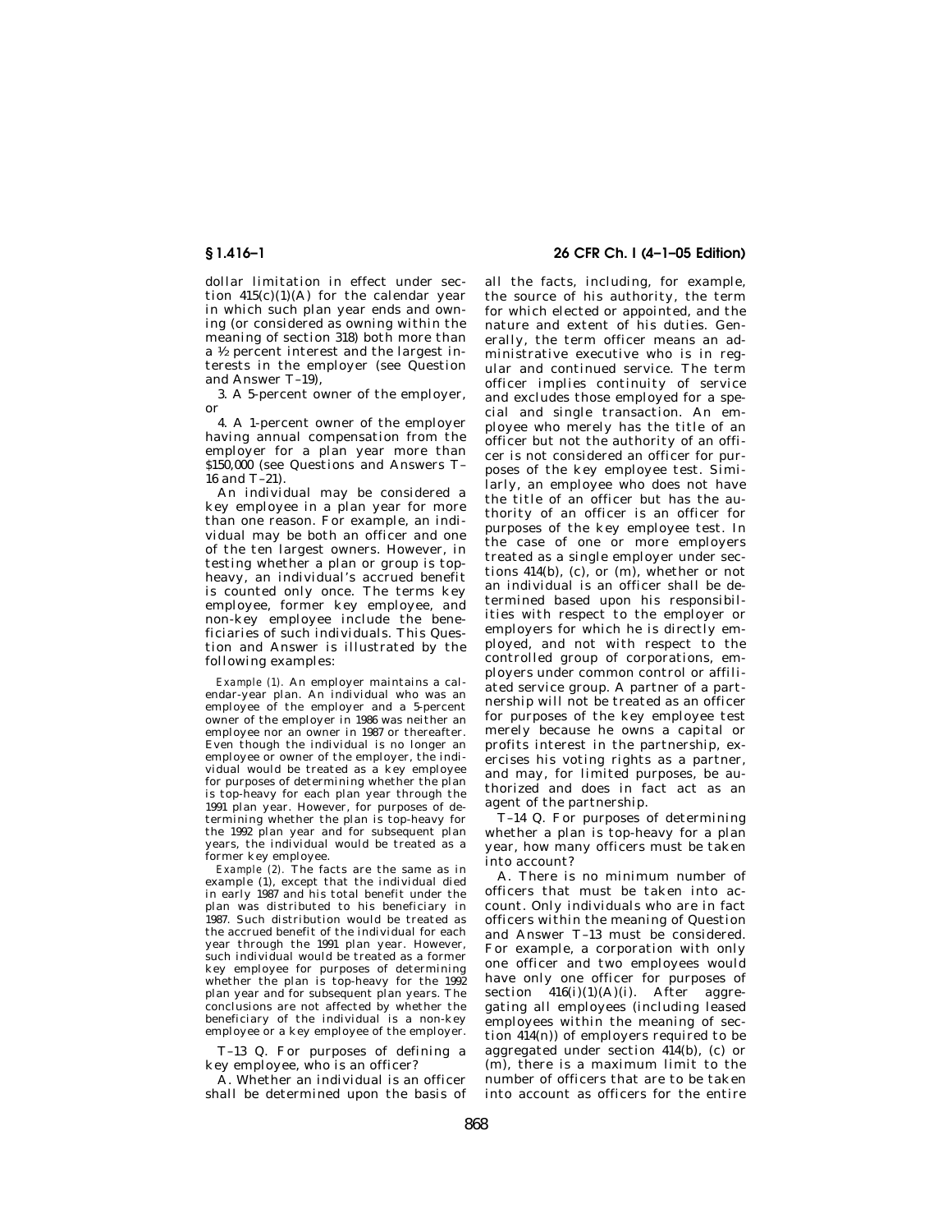dollar limitation in effect under section 415(c)(1)(A) for the calendar year in which such plan year ends and owning (or considered as owning within the meaning of section 318) both more than a ½ percent interest and the largest interests in the employer (see Question and Answer T–19),

3. A 5-percent owner of the employer, or

4. A 1-percent owner of the employer having annual compensation from the employer for a plan year more than $150,000 (see Questions and Answers T–16 and T–21).

An individual may be considered a key employee in a plan year for more than one reason. For example, an individual may be both an officer and one of the ten largest owners. However, in testing whether a plan or group is top-heavy, an individual's accrued benefit is counted only once. The terms key employee, former key employee, and non-key employee include the beneficiaries of such individuals. This Question and Answer is illustrated by the following examples:

*Example (1).* An employer maintains a calendar-year plan. An individual who was an employee of the employer and a 5-percent owner of the employer in 1986 was neither an employee nor an owner in 1987 or thereafter. Even though the individual is no longer an employee or owner of the employer, the individual would be treated as a key employee for purposes of determining whether the plan is top-heavy for each plan year through the 1991 plan year. However, for purposes of determining whether the plan is top-heavy for the 1992 plan year and for subsequent plan years, the individual would be treated as a former key employee.

*Example (2).* The facts are the same as in example (1), except that the individual died in early 1987 and his total benefit under the plan was distributed to his beneficiary in 1987. Such distribution would be treated as the accrued benefit of the individual for each year through the 1991 plan year. However, such individual would be treated as a former key employee for purposes of determining whether the plan is top-heavy for the 1992 plan year and for subsequent plan years. The conclusions are not affected by whether the beneficiary of the individual is a non-key employee or a key employee of the employer.

T–13 Q. For purposes of defining a key employee, who is an officer?

A. Whether an individual is an officer shall be determined upon the basis of all the facts, including, for example, the source of his authority, the term for which elected or appointed, and the nature and extent of his duties. Generally, the term officer means an administrative executive who is in regular and continued service. The term officer implies continuity of service and excludes those employed for a special and single transaction. An employee who merely has the title of an officer but not the authority of an officer is not considered an officer for purposes of the key employee test. Similarly, an employee who does not have the title of an officer but has the authority of an officer is an officer for purposes of the key employee test. In the case of one or more employers treated as a single employer under sections 414(b), (c), or (m), whether or not an individual is an officer shall be determined based upon his responsibilities with respect to the employer or employers for which he is directly employed, and not with respect to the controlled group of corporations, employers under common control or affiliated service group. A partner of a partnership will not be treated as an officer for purposes of the key employee test merely because he owns a capital or profits interest in the partnership, exercises his voting rights as a partner, and may, for limited purposes, be authorized and does in fact act as an agent of the partnership.

T–14 Q. For purposes of determining whether a plan is top-heavy for a plan year, how many officers must be taken into account?

A. There is no minimum number of officers that must be taken into account. Only individuals who are in fact officers within the meaning of Question and Answer T–13 must be considered. For example, a corporation with only one officer and two employees would have only one officer for purposes of section 416(i)(1)(A)(i). After aggregating all employees (including leased employees within the meaning of section 414(n)) of employers required to be aggregated under section 414(b), (c) or (m), there is a maximum limit to the number of officers that are to be taken into account as officers for the entire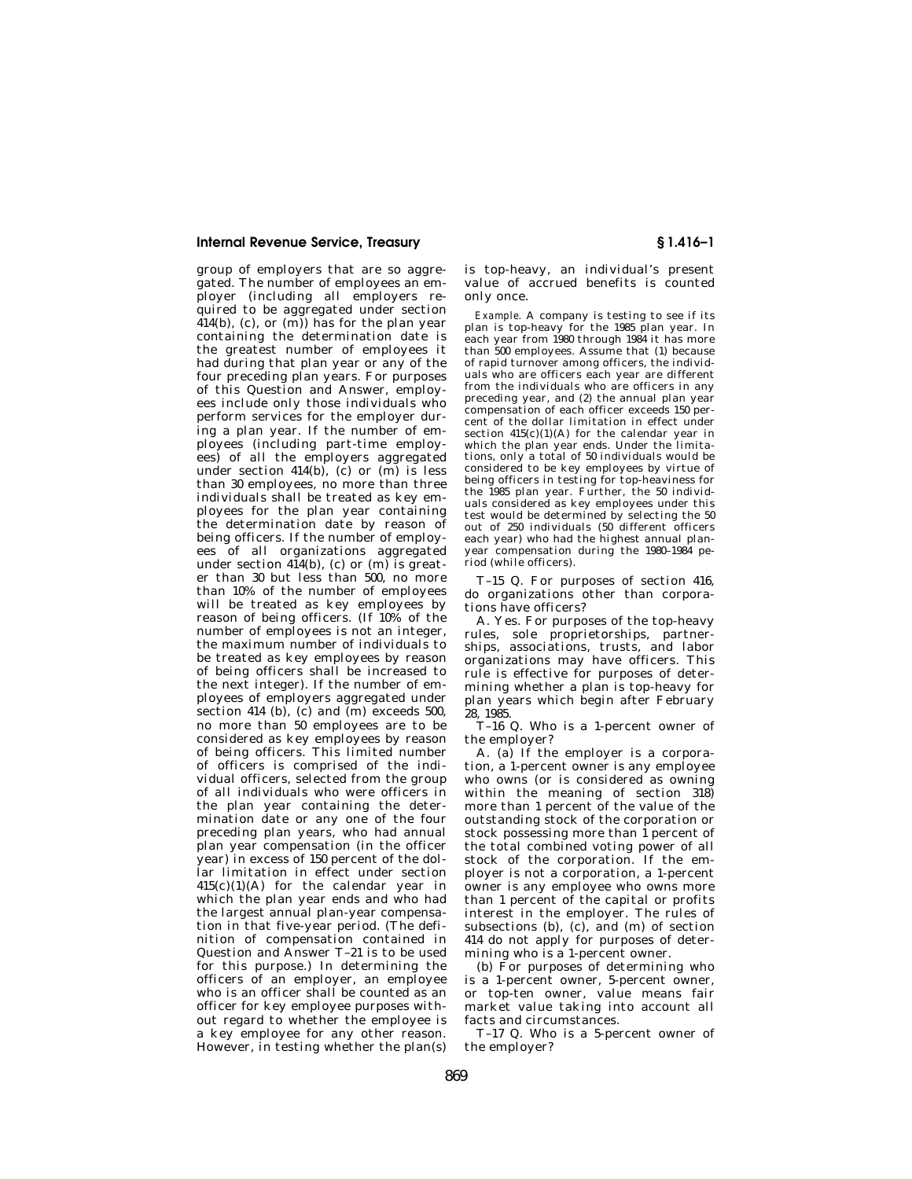group of employers that are so aggregated. The number of employees an employer (including all employers required to be aggregated under section 414(b), (c), or (m)) has for the plan year containing the determination date is the greatest number of employees it had during that plan year or any of the four preceding plan years. For purposes of this Question and Answer, employees include only those individuals who perform services for the employer during a plan year. If the number of employees (including part-time employees) of all the employers aggregated under section 414(b), (c) or (m) is less than 30 employees, no more than three individuals shall be treated as key employees for the plan year containing the determination date by reason of being officers. If the number of employees of all organizations aggregated under section 414(b), (c) or (m) is greater than 30 but less than 500, no more than 10% of the number of employees will be treated as key employees by reason of being officers. (If 10% of the number of employees is not an integer, the maximum number of individuals to be treated as key employees by reason of being officers shall be increased to the next integer). If the number of employees of employers aggregated under section 414 (b), (c) and (m) exceeds 500, no more than 50 employees are to be considered as key employees by reason of being officers. This limited number of officers is comprised of the individual officers, selected from the group of all individuals who were officers in the plan year containing the determination date or any one of the four preceding plan years, who had annual plan year compensation (in the officer year) in excess of 150 percent of the dollar limitation in effect under section 415(c)(1)(A) for the calendar year in which the plan year ends and who had the largest annual plan-year compensation in that five-year period. (The definition of compensation contained in Question and Answer T–21 is to be used for this purpose.) In determining the officers of an employer, an employee who is an officer shall be counted as an officer for key employee purposes without regard to whether the employee is a key employee for any other reason. However, in testing whether the plan(s) is top-heavy, an individual's present value of accrued benefits is counted only once.

*Example.* A company is testing to see if its plan is top-heavy for the 1985 plan year. In each year from 1980 through 1984 it has more than 500 employees. Assume that (1) because of rapid turnover among officers, the individuals who are officers each year are different from the individuals who are officers in any preceding year, and (2) the annual plan year compensation of each officer exceeds 150 percent of the dollar limitation in effect under section 415(c)(1)(A) for the calendar year in which the plan year ends. Under the limitations, only a total of 50 individuals would be considered to be key employees by virtue of being officers in testing for top-heaviness for the 1985 plan year. Further, the 50 individuals considered as key employees under this test would be determined by selecting the 50 out of 250 individuals (50 different officers each year) who had the highest annual plan-year compensation during the 1980–1984 period (while officers).

T–15 Q. For purposes of section 416, do organizations other than corporations have officers?

A. Yes. For purposes of the top-heavy rules, sole proprietorships, partnerships, associations, trusts, and labor organizations may have officers. This rule is effective for purposes of determining whether a plan is top-heavy for plan years which begin after February 28, 1985.

T–16 Q. Who is a 1-percent owner of the employer?

A. (a) If the employer is a corporation, a 1-percent owner is any employee who owns (or is considered as owning within the meaning of section 318) more than 1 percent of the value of the outstanding stock of the corporation or stock possessing more than 1 percent of the total combined voting power of all stock of the corporation. If the employer is not a corporation, a 1-percent owner is any employee who owns more than 1 percent of the capital or profits interest in the employer. The rules of subsections (b), (c), and (m) of section 414 do not apply for purposes of determining who is a 1-percent owner.

(b) For purposes of determining who is a 1-percent owner, 5-percent owner, or top-ten owner, value means fair market value taking into account all facts and circumstances.

T–17 Q. Who is a 5-percent owner of the employer?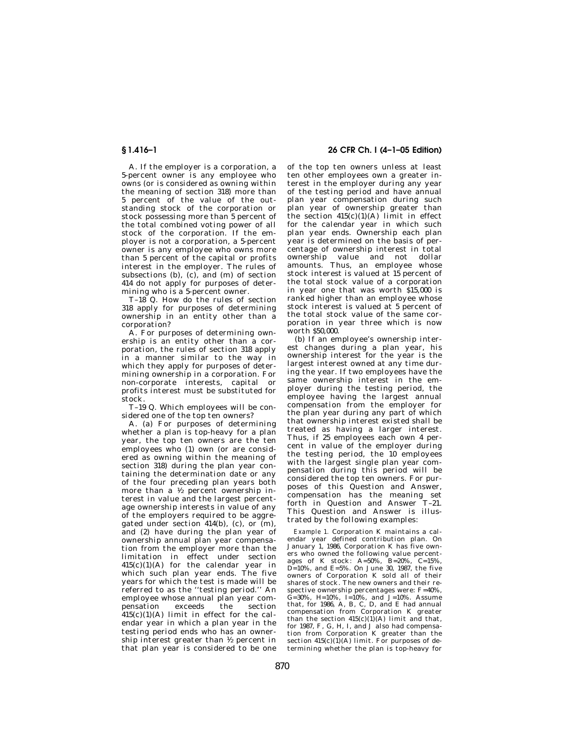A. If the employer is a corporation, a 5-percent owner is any employee who owns (or is considered as owning within the meaning of section 318) more than 5 percent of the value of the outstanding stock of the corporation or stock possessing more than 5 percent of the total combined voting power of all stock of the corporation. If the employer is not a corporation, a 5-percent owner is any employee who owns more than 5 percent of the capital or profits interest in the employer. The rules of subsections (b), (c), and (m) of section 414 do not apply for purposes of determining who is a 5-percent owner.

T–18 Q. How do the rules of section 318 apply for purposes of determining ownership in an entity other than a corporation?

A. For purposes of determining ownership is an entity other than a corporation, the rules of section 318 apply in a manner similar to the way in which they apply for purposes of determining ownership in a corporation. For non-corporate interests, capital or profits interest must be substituted for stock.

T–19 Q. Which employees will be considered one of the top ten owners?

A. (a) For purposes of determining whether a plan is top-heavy for a plan year, the top ten owners are the ten employees who (1) own (or are considered as owning within the meaning of section 318) during the plan year containing the determination date or any of the four preceding plan years both more than a ½ percent ownership interest in value and the largest percentage ownership interests in value of any of the employers required to be aggregated under section 414(b), (c), or (m), and (2) have during the plan year of ownership annual plan year compensation from the employer more than the limitation in effect under section 415(c)(1)(A) for the calendar year in which such plan year ends. The five years for which the test is made will be referred to as the ''testing period.'' An employee whose annual plan year compensation exceeds the section 415(c)(1)(A) limit in effect for the calendar year in which a plan year in the testing period ends who has an ownership interest greater than ½ percent in that plan year is considered to be one of the top ten owners unless at least ten other employees own a greater interest in the employer during any year of the testing period and have annual plan year compensation during such plan year of ownership greater than the section 415(c)(1)(A) limit in effect for the calendar year in which such plan year ends. Ownership each plan year is determined on the basis of percentage of ownership interest in total ownership value and not dollar amounts. Thus, an employee whose stock interest is valued at 15 percent of the total stock value of a corporation in year one that was worth $15,000 is ranked higher than an employee whose stock interest is valued at 5 percent of the total stock value of the same corporation in year three which is now worth $50,000.

(b) If an employee's ownership interest changes during a plan year, his ownership interest for the year is the largest interest owned at any time during the year. If two employees have the same ownership interest in the employer during the testing period, the employee having the largest annual compensation from the employer for the plan year during any part of which that ownership interest existed shall be treated as having a larger interest. Thus, if 25 employees each own 4 percent in value of the employer during the testing period, the 10 employees with the largest single plan year compensation during this period will be considered the top ten owners. For purposes of this Question and Answer, compensation has the meaning set forth in Question and Answer T–21. This Question and Answer is illustrated by the following examples:

*Example 1.* Corporation K maintains a calendar year defined contribution plan. On January 1, 1986, Corporation K has five owners who owned the following value percentages of K stock: A=50%, B=20%, C=15%, D=10%, and E=5%. On June 30, 1987, the five owners of Corporation K sold all of their shares of stock. The new owners and their respective ownership percentages were: F=40%, G=30%, H=10%, I=10%, and J=10%. Assume that, for 1986, A, B, C, D, and E had annual compensation from Corporation K greater than the section 415(c)(1)(A) limit and that, for 1987, F, G, H, I, and J also had compensation from Corporation K greater than the section 415(c)(1)(A) limit. For purposes of determining whether the plan is top-heavy for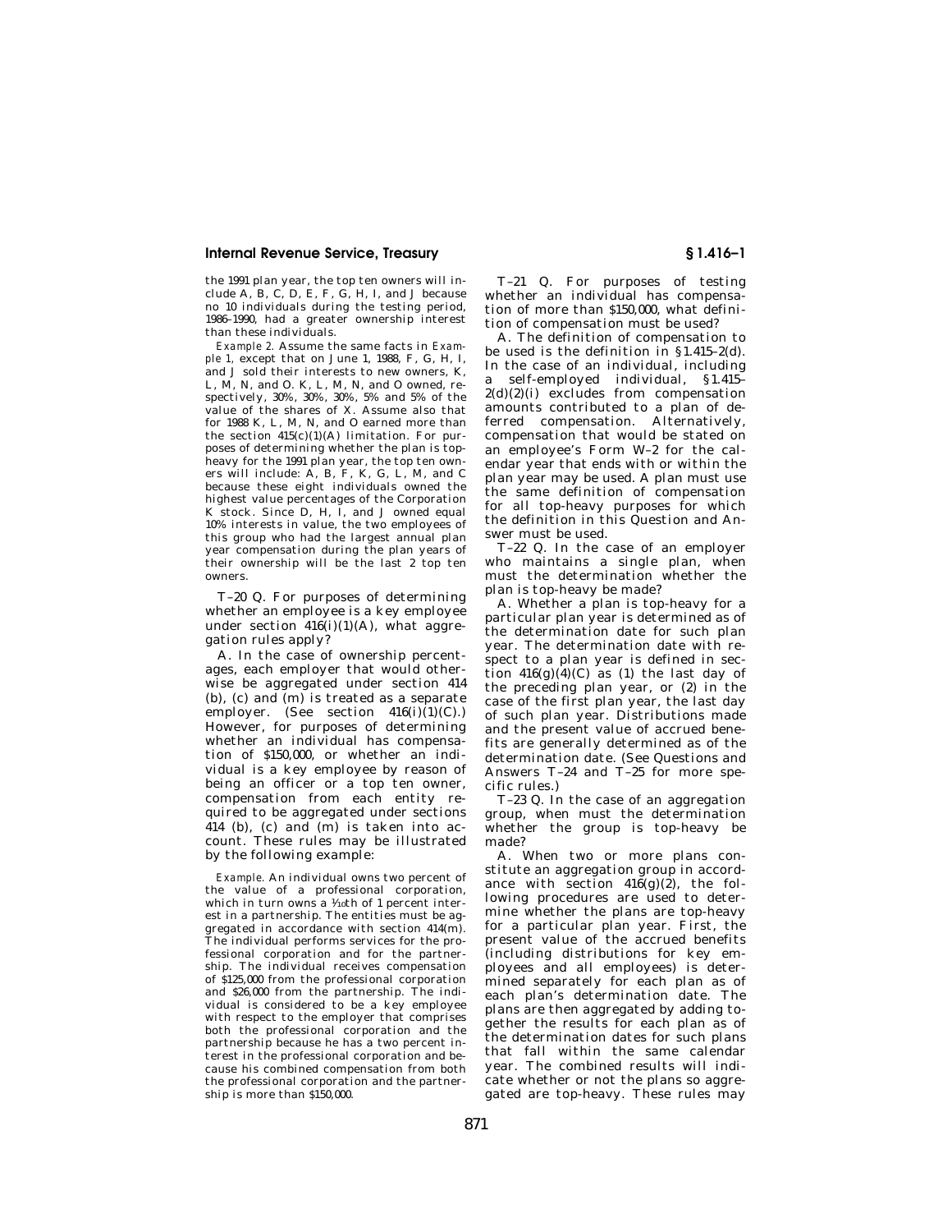the 1991 plan year, the top ten owners will include A, B, C, D, E, F, G, H, I, and J because no 10 individuals during the testing period, 1986–1990, had a greater ownership interest than these individuals.

*Example 2.* Assume the same facts in *Example 1,* except that on June 1, 1988, F, G, H, I, and J sold their interests to new owners, K, L, M, N, and O. K, L, M, N, and O owned, respectively, 30%, 30%, 30%, 5% and 5% of the value of the shares of X. Assume also that for 1988 K, L, M, N, and O earned more than the section 415(c)(1)(A) limitation. For purposes of determining whether the plan is top-heavy for the 1991 plan year, the top ten owners will include: A, B, F, K, G, L, M, and C because these eight individuals owned the highest value percentages of the Corporation K stock. Since D, H, I, and J owned equal 10% interests in value, the two employees of this group who had the largest annual plan year compensation during the plan years of their ownership will be the last 2 top ten owners.

T–20 Q. For purposes of determining whether an employee is a key employee under section 416(i)(1)(A), what aggregation rules apply?

A. In the case of ownership percentages, each employer that would otherwise be aggregated under section 414 (b), (c) and (m) is treated as a separate employer. (See section 416(i)(1)(C).) However, for purposes of determining whether an individual has compensation of $150,000, or whether an individual is a key employee by reason of being an officer or a top ten owner, compensation from each entity required to be aggregated under sections 414 (b), (c) and (m) is taken into account. These rules may be illustrated by the following example:

*Example.* An individual owns two percent of the value of a professional corporation, which in turn owns a 1/10th of 1 percent interest in a partnership. The entities must be aggregated in accordance with section 414(m). The individual performs services for the professional corporation and for the partnership. The individual receives compensation of $125,000 from the professional corporation and $26,000 from the partnership. The individual is considered to be a key employee with respect to the employer that comprises both the professional corporation and the partnership because he has a two percent interest in the professional corporation and because his combined compensation from both the professional corporation and the partnership is more than $150,000.

T–21 Q. For purposes of testing whether an individual has compensation of more than $150,000, what definition of compensation must be used?

A. The definition of compensation to be used is the definition in §1.415–2(d). In the case of an individual, including a self-employed individual, §1.415–2(d)(2)(i) excludes from compensation amounts contributed to a plan of deferred compensation. Alternatively, compensation that would be stated on an employee's Form W–2 for the calendar year that ends with or within the plan year may be used. A plan must use the same definition of compensation for all top-heavy purposes for which the definition in this Question and Answer must be used.

T–22 Q. In the case of an employer who maintains a single plan, when must the determination whether the plan is top-heavy be made?

A. Whether a plan is top-heavy for a particular plan year is determined as of the determination date for such plan year. The determination date with respect to a plan year is defined in section 416(g)(4)(C) as (1) the last day of the preceding plan year, or (2) in the case of the first plan year, the last day of such plan year. Distributions made and the present value of accrued benefits are generally determined as of the determination date. (See Questions and Answers T–24 and T–25 for more specific rules.)

T–23 Q. In the case of an aggregation group, when must the determination whether the group is top-heavy be made?

A. When two or more plans constitute an aggregation group in accordance with section 416(g)(2), the following procedures are used to determine whether the plans are top-heavy for a particular plan year. First, the present value of the accrued benefits (including distributions for key employees and all employees) is determined separately for each plan as of each plan's determination date. The plans are then aggregated by adding together the results for each plan as of the determination dates for such plans that fall within the same calendar year. The combined results will indicate whether or not the plans so aggregated are top-heavy. These rules may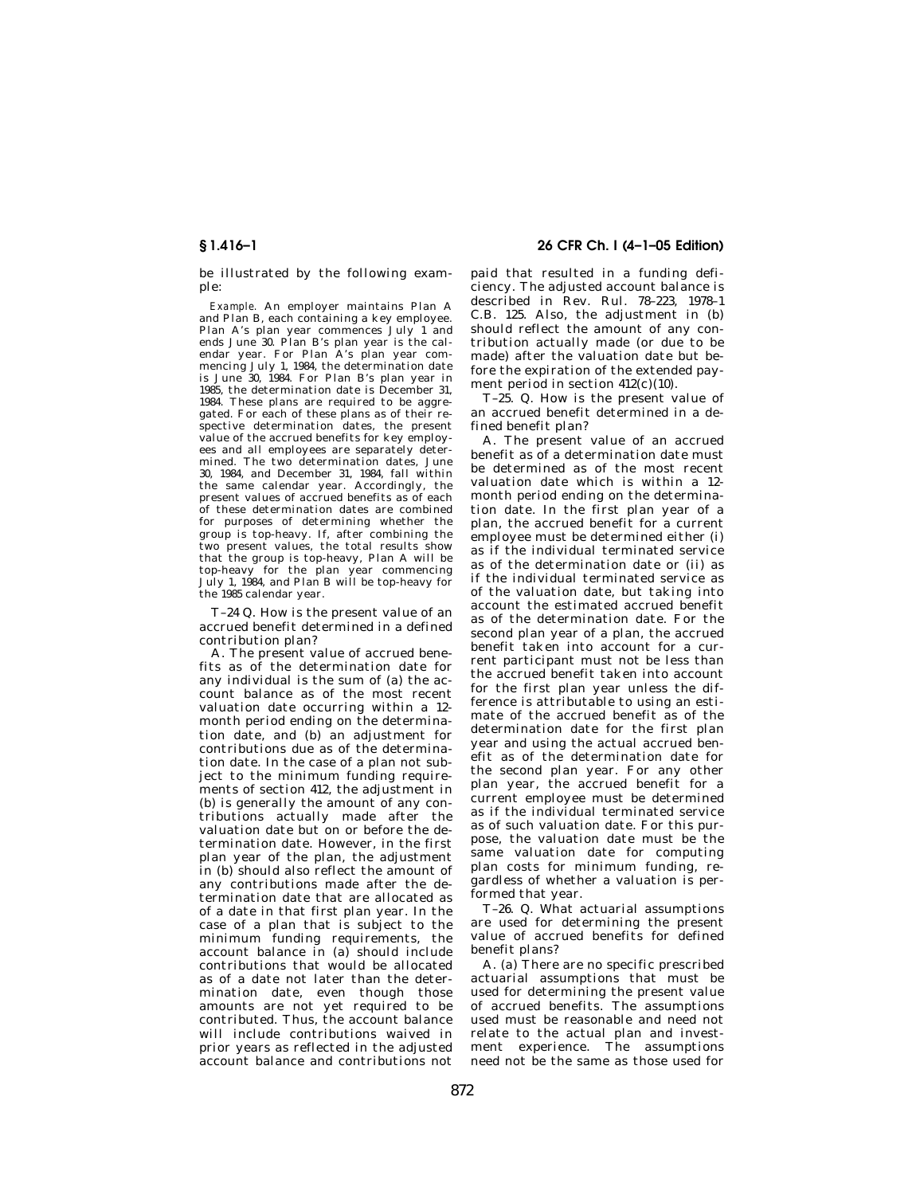be illustrated by the following example:

*Example.* An employer maintains Plan A and Plan B, each containing a key employee. Plan A's plan year commences July 1 and ends June 30. Plan B's plan year is the calendar year. For Plan A's plan year commencing July 1, 1984, the determination date is June 30, 1984. For Plan B's plan year in 1985, the determination date is December 31, 1984. These plans are required to be aggregated. For each of these plans as of their respective determination dates, the present value of the accrued benefits for key employees and all employees are separately determined. The two determination dates, June 30, 1984, and December 31, 1984, fall within the same calendar year. Accordingly, the present values of accrued benefits as of each of these determination dates are combined for purposes of determining whether the group is top-heavy. If, after combining the two present values, the total results show that the group is top-heavy, Plan A will be top-heavy for the plan year commencing July 1, 1984, and Plan B will be top-heavy for the 1985 calendar year.

T–24 Q. How is the present value of an accrued benefit determined in a defined contribution plan?

A. The present value of accrued benefits as of the determination date for any individual is the sum of (a) the account balance as of the most recent valuation date occurring within a 12-month period ending on the determination date, and (b) an adjustment for contributions due as of the determination date. In the case of a plan not subject to the minimum funding requirements of section 412, the adjustment in (b) is generally the amount of any contributions actually made after the valuation date but on or before the determination date. However, in the first plan year of the plan, the adjustment in (b) should also reflect the amount of any contributions made after the determination date that are allocated as of a date in that first plan year. In the case of a plan that is subject to the minimum funding requirements, the account balance in (a) should include contributions that would be allocated as of a date not later than the determination date, even though those amounts are not yet required to be contributed. Thus, the account balance will include contributions waived in prior years as reflected in the adjusted account balance and contributions not paid that resulted in a funding deficiency. The adjusted account balance is described in Rev. Rul. 78–223, 1978–1 C.B. 125. Also, the adjustment in (b) should reflect the amount of any contribution actually made (or due to be made) after the valuation date but before the expiration of the extended payment period in section 412(c)(10).

T–25. Q. How is the present value of an accrued benefit determined in a defined benefit plan?

A. The present value of an accrued benefit as of a determination date must be determined as of the most recent valuation date which is within a 12-month period ending on the determination date. In the first plan year of a plan, the accrued benefit for a current employee must be determined either (i) as if the individual terminated service as of the determination date or (ii) as if the individual terminated service as of the valuation date, but taking into account the estimated accrued benefit as of the determination date. For the second plan year of a plan, the accrued benefit taken into account for a current participant must not be less than the accrued benefit taken into account for the first plan year unless the difference is attributable to using an estimate of the accrued benefit as of the determination date for the first plan year and using the actual accrued benefit as of the determination date for the second plan year. For any other plan year, the accrued benefit for a current employee must be determined as if the individual terminated service as of such valuation date. For this purpose, the valuation date must be the same valuation date for computing plan costs for minimum funding, regardless of whether a valuation is performed that year.

T–26. Q. What actuarial assumptions are used for determining the present value of accrued benefits for defined benefit plans?

A. (a) There are no specific prescribed actuarial assumptions that must be used for determining the present value of accrued benefits. The assumptions used must be reasonable and need not relate to the actual plan and investment experience. The assumptions need not be the same as those used for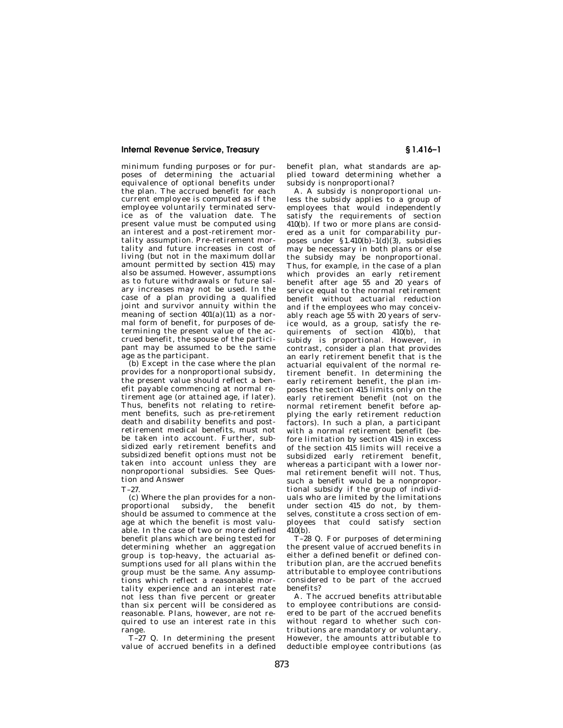minimum funding purposes or for purposes of determining the actuarial equivalence of optional benefits under the plan. The accrued benefit for each current employee is computed as if the employee voluntarily terminated service as of the valuation date. The present value must be computed using an interest and a post-retirement mortality assumption. Pre-retirement mortality and future increases in cost of living (but not in the maximum dollar amount permitted by section 415) may also be assumed. However, assumptions as to future withdrawals or future salary increases may not be used. In the case of a plan providing a qualified joint and survivor annuity within the meaning of section 401(a)(11) as a normal form of benefit, for purposes of determining the present value of the accrued benefit, the spouse of the participant may be assumed to be the same age as the participant.

(b) Except in the case where the plan provides for a nonproportional subsidy, the present value should reflect a benefit payable commencing at normal retirement age (or attained age, if later). Thus, benefits not relating to retirement benefits, such as pre-retirement death and disability benefits and post-retirement medical benefits, must not be taken into account. Further, subsidized early retirement benefits and subsidized benefit options must not be taken into account unless they are nonproportional subsidies. See Question and Answer

T–27.

(c) Where the plan provides for a nonproportional subsidy, the benefit should be assumed to commence at the age at which the benefit is most valuable. In the case of two or more defined benefit plans which are being tested for determining whether an aggregation group is top-heavy, the actuarial assumptions used for all plans within the group must be the same. Any assumptions which reflect a reasonable mortality experience and an interest rate not less than five percent or greater than six percent will be considered as reasonable. Plans, however, are not required to use an interest rate in this range.

T–27 Q. In determining the present value of accrued benefits in a defined benefit plan, what standards are applied toward determining whether a subsidy is nonproportional?

A. A subsidy is nonproportional unless the subsidy applies to a group of employees that would independently satisfy the requirements of section 410(b). If two or more plans are considered as a unit for comparability purposes under §1.410(b)–1(d)(3), subsidies may be necessary in both plans or else the subsidy may be nonproportional. Thus, for example, in the case of a plan which provides an early retirement benefit after age 55 and 20 years of service equal to the normal retirement benefit without actuarial reduction and if the employees who may conceivably reach age 55 with 20 years of service would, as a group, satisfy the requirements of section 410(b), that subidy is proportional. However, in contrast, consider a plan that provides an early retirement benefit that is the actuarial equivalent of the normal retirement benefit. In determining the early retirement benefit, the plan imposes the section 415 limits only on the early retirement benefit (not on the normal retirement benefit before applying the early retirement reduction factors). In such a plan, a participant with a normal retirement benefit (before limitation by section 415) in excess of the section 415 limits will receive a subsidized early retirement benefit, whereas a participant with a lower normal retirement benefit will not. Thus, such a benefit would be a nonproportional subsidy if the group of individuals who are limited by the limitations under section 415 do not, by themselves, constitute a cross section of employees that could satisfy section 410(b).

T–28 Q. For purposes of determining the present value of accrued benefits in either a defined benefit or defined contribution plan, are the accrued benefits attributable to employee contributions considered to be part of the accrued benefits?

A. The accrued benefits attributable to employee contributions are considered to be part of the accrued benefits without regard to whether such contributions are mandatory or voluntary. However, the amounts attributable to deductible employee contributions (as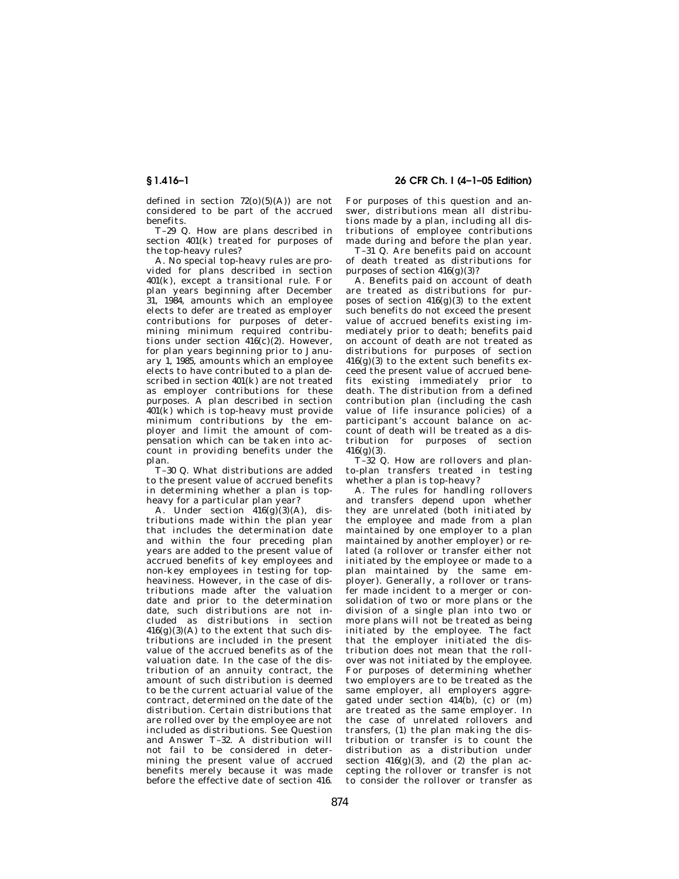defined in section 72(o)(5)(A)) are not considered to be part of the accrued benefits.

T–29 Q. How are plans described in section 401(k) treated for purposes of the top-heavy rules?

A. No special top-heavy rules are provided for plans described in section 401(k), except a transitional rule. For plan years beginning after December 31, 1984, amounts which an employee elects to defer are treated as employer contributions for purposes of determining minimum required contributions under section 416(c)(2). However, for plan years beginning prior to January 1, 1985, amounts which an employee elects to have contributed to a plan described in section 401(k) are not treated as employer contributions for these purposes. A plan described in section 401(k) which is top-heavy must provide minimum contributions by the employer and limit the amount of compensation which can be taken into account in providing benefits under the plan.

T–30 Q. What distributions are added to the present value of accrued benefits in determining whether a plan is top-heavy for a particular plan year?

A. Under section 416(g)(3)(A), distributions made within the plan year that includes the determination date and within the four preceding plan years are added to the present value of accrued benefits of key employees and non-key employees in testing for top-heaviness. However, in the case of distributions made after the valuation date and prior to the determination date, such distributions are not included as distributions in section 416(g)(3)(A) to the extent that such distributions are included in the present value of the accrued benefits as of the valuation date. In the case of the distribution of an annuity contract, the amount of such distribution is deemed to be the current actuarial value of the contract, determined on the date of the distribution. Certain distributions that are rolled over by the employee are not included as distributions. See Question and Answer T–32. A distribution will not fail to be considered in determining the present value of accrued benefits merely because it was made before the effective date of section 416. For purposes of this question and answer, distributions mean all distributions made by a plan, including all distributions of employee contributions made during and before the plan year.

T–31 Q. Are benefits paid on account of death treated as distributions for purposes of section 416(g)(3)?

A. Benefits paid on account of death are treated as distributions for purposes of section 416(g)(3) to the extent such benefits do not exceed the present value of accrued benefits existing immediately prior to death; benefits paid on account of death are not treated as distributions for purposes of section 416(g)(3) to the extent such benefits exceed the present value of accrued benefits existing immediately prior to death. The distribution from a defined contribution plan (including the cash value of life insurance policies) of a participant's account balance on account of death will be treated as a distribution for purposes of section 416(g)(3).

T–32 Q. How are rollovers and plan-to-plan transfers treated in testing whether a plan is top-heavy?

A. The rules for handling rollovers and transfers depend upon whether they are unrelated (both initiated by the employee and made from a plan maintained by one employer to a plan maintained by another employer) or related (a rollover or transfer either not initiated by the employee or made to a plan maintained by the same employer). Generally, a rollover or transfer made incident to a merger or consolidation of two or more plans or the division of a single plan into two or more plans will not be treated as being initiated by the employee. The fact that the employer initiated the distribution does not mean that the rollover was not initiated by the employee. For purposes of determining whether two employers are to be treated as the same employer, all employers aggregated under section 414(b), (c) or (m) are treated as the same employer. In the case of unrelated rollovers and transfers, (1) the plan making the distribution or transfer is to count the distribution as a distribution under section 416(g)(3), and (2) the plan accepting the rollover or transfer is not to consider the rollover or transfer as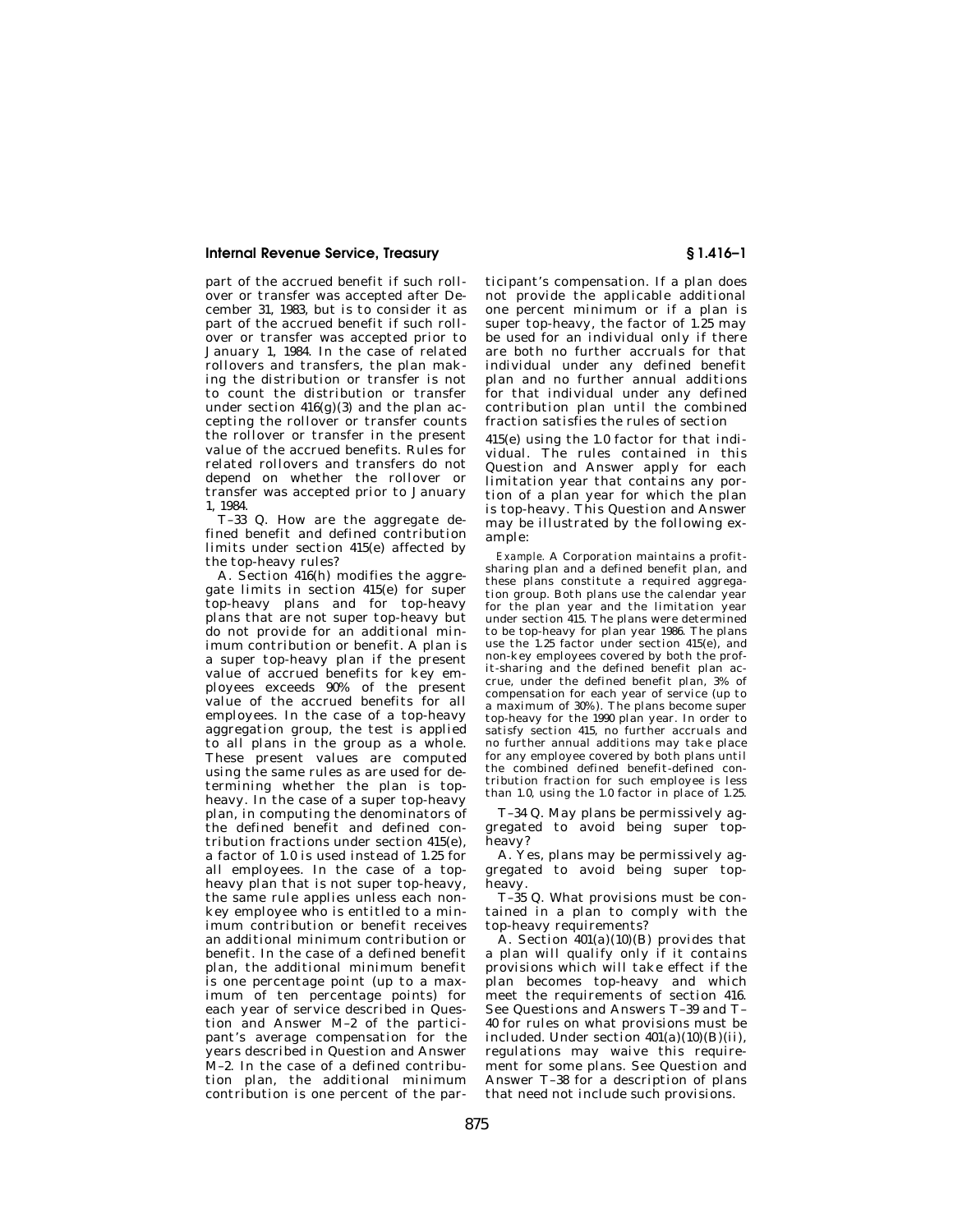part of the accrued benefit if such rollover or transfer was accepted after December 31, 1983, but is to consider it as part of the accrued benefit if such rollover or transfer was accepted prior to January 1, 1984. In the case of related rollovers and transfers, the plan making the distribution or transfer is not to count the distribution or transfer under section 416(g)(3) and the plan accepting the rollover or transfer counts the rollover or transfer in the present value of the accrued benefits. Rules for related rollovers and transfers do not depend on whether the rollover or transfer was accepted prior to January 1, 1984.

T–33 Q. How are the aggregate defined benefit and defined contribution limits under section 415(e) affected by the top-heavy rules?

A. Section 416(h) modifies the aggregate limits in section 415(e) for super top-heavy plans and for top-heavy plans that are not super top-heavy but do not provide for an additional minimum contribution or benefit. A plan is a super top-heavy plan if the present value of accrued benefits for key employees exceeds 90% of the present value of the accrued benefits for all employees. In the case of a top-heavy aggregation group, the test is applied to all plans in the group as a whole. These present values are computed using the same rules as are used for determining whether the plan is top-heavy. In the case of a super top-heavy plan, in computing the denominators of the defined benefit and defined contribution fractions under section 415(e), a factor of 1.0 is used instead of 1.25 for all employees. In the case of a top-heavy plan that is not super top-heavy, the same rule applies unless each non-key employee who is entitled to a minimum contribution or benefit receives an additional minimum contribution or benefit. In the case of a defined benefit plan, the additional minimum benefit is one percentage point (up to a maximum of ten percentage points) for each year of service described in Question and Answer M–2 of the participant's average compensation for the years described in Question and Answer M–2. In the case of a defined contribution plan, the additional minimum contribution is one percent of the participant's compensation. If a plan does not provide the applicable additional one percent minimum or if a plan is super top-heavy, the factor of 1.25 may be used for an individual only if there are both no further accruals for that individual under any defined benefit plan and no further annual additions for that individual under any defined contribution plan until the combined fraction satisfies the rules of section 415(e) using the 1.0 factor for that individual. The rules contained in this Question and Answer apply for each limitation year that contains any portion of a plan year for which the plan is top-heavy. This Question and Answer may be illustrated by the following example:

*Example.* A Corporation maintains a profit-sharing plan and a defined benefit plan, and these plans constitute a required aggregation group. Both plans use the calendar year for the plan year and the limitation year under section 415. The plans were determined to be top-heavy for plan year 1986. The plans use the 1.25 factor under section 415(e), and non-key employees covered by both the profit-sharing and the defined benefit plan accrue, under the defined benefit plan, 3% of compensation for each year of service (up to a maximum of 30%). The plans become super top-heavy for the 1990 plan year. In order to satisfy section 415, no further accruals and no further annual additions may take place for any employee covered by both plans until the combined defined benefit-defined contribution fraction for such employee is less than 1.0, using the 1.0 factor in place of 1.25.

T–34 Q. May plans be permissively aggregated to avoid being super top-heavy?

A. Yes, plans may be permissively aggregated to avoid being super top-heavy.

T–35 Q. What provisions must be contained in a plan to comply with the top-heavy requirements?

A. Section 401(a)(10)(B) provides that a plan will qualify only if it contains provisions which will take effect if the plan becomes top-heavy and which meet the requirements of section 416. See Questions and Answers T–39 and T–40 for rules on what provisions must be included. Under section 401(a)(10)(B)(ii), regulations may waive this requirement for some plans. See Question and Answer T–38 for a description of plans that need not include such provisions.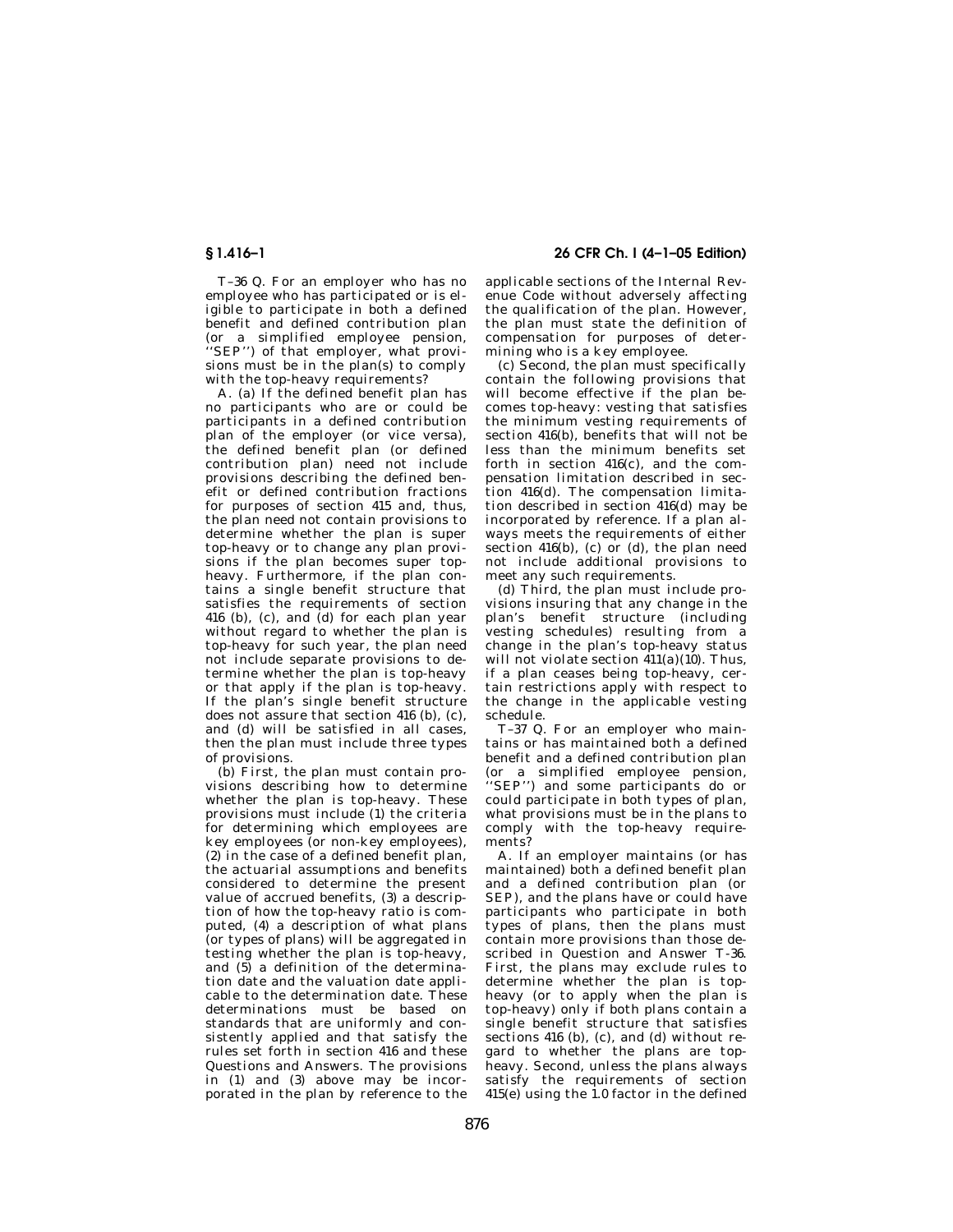T–36 Q. For an employer who has no employee who has participated or is eligible to participate in both a defined benefit and defined contribution plan (or a simplified employee pension, ''SEP'') of that employer, what provisions must be in the plan(s) to comply with the top-heavy requirements?

A. (a) If the defined benefit plan has no participants who are or could be participants in a defined contribution plan of the employer (or vice versa), the defined benefit plan (or defined contribution plan) need not include provisions describing the defined benefit or defined contribution fractions for purposes of section 415 and, thus, the plan need not contain provisions to determine whether the plan is super top-heavy or to change any plan provisions if the plan becomes super top-heavy. Furthermore, if the plan contains a single benefit structure that satisfies the requirements of section 416 (b), (c), and (d) for each plan year without regard to whether the plan is top-heavy for such year, the plan need not include separate provisions to determine whether the plan is top-heavy or that apply if the plan is top-heavy. If the plan's single benefit structure does not assure that section 416 (b), (c), and (d) will be satisfied in all cases, then the plan must include three types of provisions.

(b) First, the plan must contain provisions describing how to determine whether the plan is top-heavy. These provisions must include (1) the criteria for determining which employees are key employees (or non-key employees), (2) in the case of a defined benefit plan, the actuarial assumptions and benefits considered to determine the present value of accrued benefits, (3) a description of how the top-heavy ratio is computed, (4) a description of what plans (or types of plans) will be aggregated in testing whether the plan is top-heavy, and (5) a definition of the determination date and the valuation date applicable to the determination date. These determinations must be based on standards that are uniformly and consistently applied and that satisfy the rules set forth in section 416 and these Questions and Answers. The provisions in (1) and (3) above may be incorporated in the plan by reference to the applicable sections of the Internal Revenue Code without adversely affecting the qualification of the plan. However, the plan must state the definition of compensation for purposes of determining who is a key employee.

(c) Second, the plan must specifically contain the following provisions that will become effective if the plan becomes top-heavy: vesting that satisfies the minimum vesting requirements of section 416(b), benefits that will not be less than the minimum benefits set forth in section 416(c), and the compensation limitation described in section 416(d). The compensation limitation described in section 416(d) may be incorporated by reference. If a plan always meets the requirements of either section 416(b), (c) or (d), the plan need not include additional provisions to meet any such requirements.

(d) Third, the plan must include provisions insuring that any change in the plan's benefit structure (including vesting schedules) resulting from a change in the plan's top-heavy status will not violate section 411(a)(10). Thus, if a plan ceases being top-heavy, certain restrictions apply with respect to the change in the applicable vesting schedule.

T–37 Q. For an employer who maintains or has maintained both a defined benefit and a defined contribution plan (or a simplified employee pension, ''SEP'') and some participants do or could participate in both types of plan, what provisions must be in the plans to comply with the top-heavy requirements?

A. If an employer maintains (or has maintained) both a defined benefit plan and a defined contribution plan (or SEP), and the plans have or could have participants who participate in both types of plans, then the plans must contain more provisions than those described in Question and Answer T-36. First, the plans may exclude rules to determine whether the plan is top-heavy (or to apply when the plan is top-heavy) only if both plans contain a single benefit structure that satisfies sections 416 (b), (c), and (d) without regard to whether the plans are top-heavy. Second, unless the plans always satisfy the requirements of section 415(e) using the 1.0 factor in the defined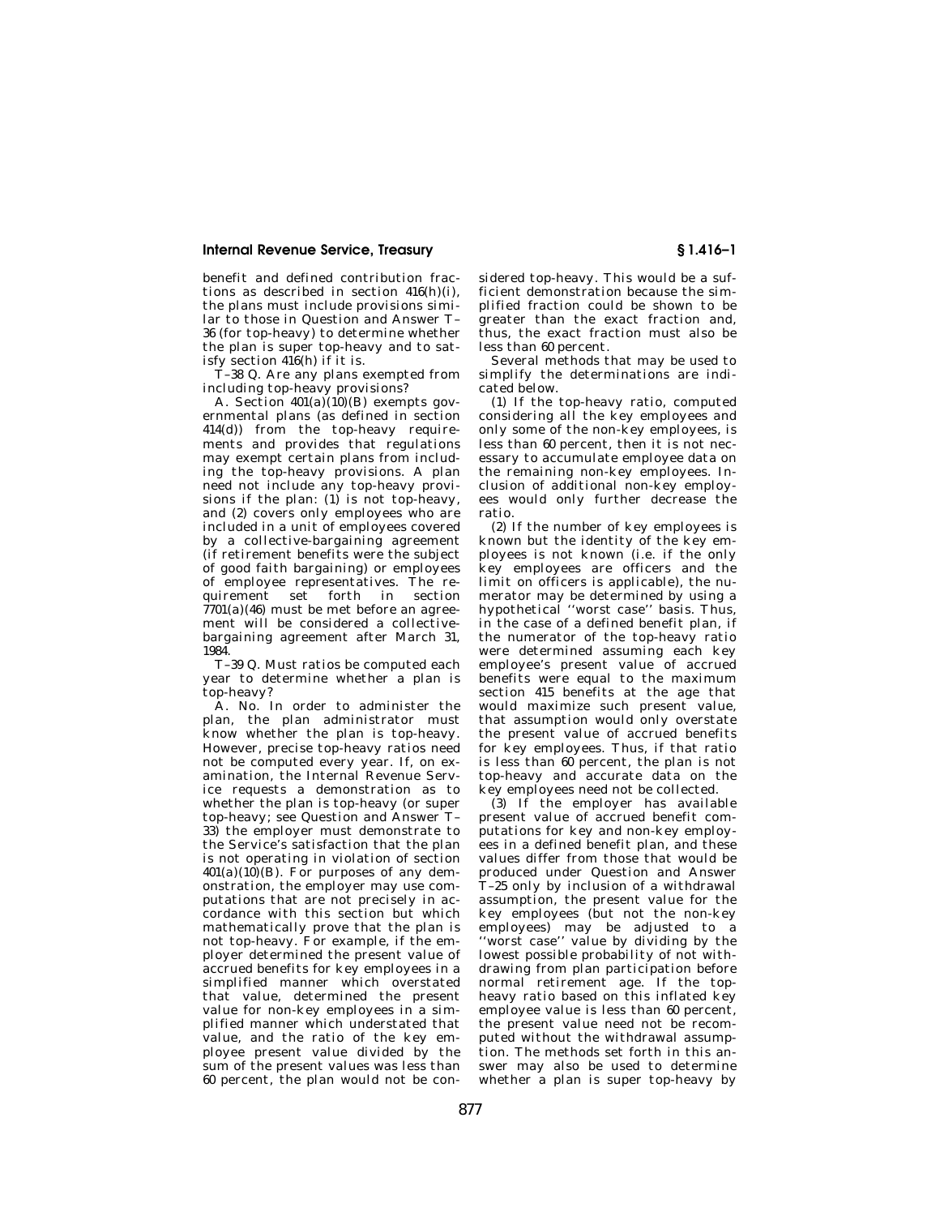benefit and defined contribution fractions as described in section 416(h)(i), the plans must include provisions similar to those in Question and Answer T–36 (for top-heavy) to determine whether the plan is super top-heavy and to satisfy section 416(h) if it is.

T–38 Q. Are any plans exempted from including top-heavy provisions?

A. Section 401(a)(10)(B) exempts governmental plans (as defined in section 414(d)) from the top-heavy requirements and provides that regulations may exempt certain plans from including the top-heavy provisions. A plan need not include any top-heavy provisions if the plan: (1) is not top-heavy, and (2) covers only employees who are included in a unit of employees covered by a collective-bargaining agreement (if retirement benefits were the subject of good faith bargaining) or employees of employee representatives. The requirement set forth in section 7701(a)(46) must be met before an agreement will be considered a collective-bargaining agreement after March 31, 1984.

T–39 Q. Must ratios be computed each year to determine whether a plan is top-heavy?

A. No. In order to administer the plan, the plan administrator must know whether the plan is top-heavy. However, precise top-heavy ratios need not be computed every year. If, on examination, the Internal Revenue Service requests a demonstration as to whether the plan is top-heavy (or super top-heavy; see Question and Answer T–33) the employer must demonstrate to the Service's satisfaction that the plan is not operating in violation of section 401(a)(10)(B). For purposes of any demonstration, the employer may use computations that are not precisely in accordance with this section but which mathematically prove that the plan is not top-heavy. For example, if the employer determined the present value of accrued benefits for key employees in a simplified manner which overstated that value, determined the present value for non-key employees in a simplified manner which understated that value, and the ratio of the key employee present value divided by the sum of the present values was less than 60 percent, the plan would not be considered top-heavy. This would be a sufficient demonstration because the simplified fraction could be shown to be greater than the exact fraction and, thus, the exact fraction must also be less than 60 percent.

Several methods that may be used to simplify the determinations are indicated below.

(1) If the top-heavy ratio, computed considering all the key employees and only some of the non-key employees, is less than 60 percent, then it is not necessary to accumulate employee data on the remaining non-key employees. Inclusion of additional non-key employees would only further decrease the ratio.

(2) If the number of key employees is known but the identity of the key employees is not known (i.e. if the only key employees are officers and the limit on officers is applicable), the numerator may be determined by using a hypothetical "worst case" basis. Thus, in the case of a defined benefit plan, if the numerator of the top-heavy ratio were determined assuming each key employee's present value of accrued benefits were equal to the maximum section 415 benefits at the age that would maximize such present value, that assumption would only overstate the present value of accrued benefits for key employees. Thus, if that ratio is less than 60 percent, the plan is not top-heavy and accurate data on the key employees need not be collected.

(3) If the employer has available present value of accrued benefit computations for key and non-key employees in a defined benefit plan, and these values differ from those that would be produced under Question and Answer T–25 only by inclusion of a withdrawal assumption, the present value for the key employees (but not the non-key employees) may be adjusted to a "worst case" value by dividing by the lowest possible probability of not withdrawing from plan participation before normal retirement age. If the top-heavy ratio based on this inflated key employee value is less than 60 percent, the present value need not be recomputed without the withdrawal assumption. The methods set forth in this answer may also be used to determine whether a plan is super top-heavy by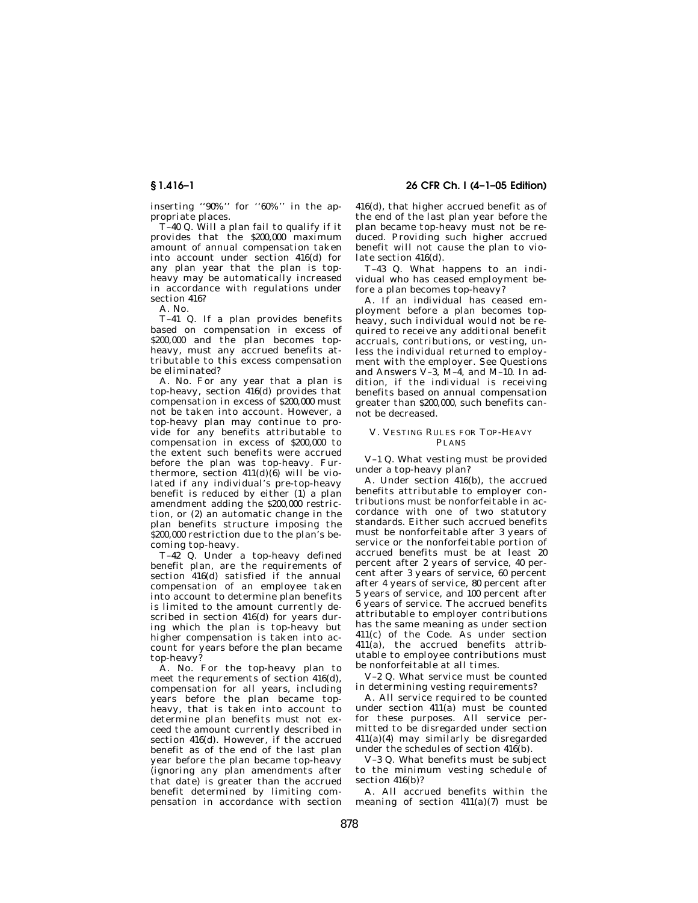inserting ''90%'' for ''60%'' in the appropriate places.

T–40 Q. Will a plan fail to qualify if it provides that the $200,000 maximum amount of annual compensation taken into account under section 416(d) for any plan year that the plan is top-heavy may be automatically increased in accordance with regulations under section 416?

A. No.

T–41 Q. If a plan provides benefits based on compensation in excess of $200,000 and the plan becomes top-heavy, must any accrued benefits attributable to this excess compensation be eliminated?

A. No. For any year that a plan is top-heavy, section 416(d) provides that compensation in excess of $200,000 must not be taken into account. However, a top-heavy plan may continue to provide for any benefits attributable to compensation in excess of $200,000 to the extent such benefits were accrued before the plan was top-heavy. Furthermore, section 411(d)(6) will be violated if any individual's pre-top-heavy benefit is reduced by either (1) a plan amendment adding the $200,000 restriction, or (2) an automatic change in the plan benefits structure imposing the $200,000 restriction due to the plan's becoming top-heavy.

T–42 Q. Under a top-heavy defined benefit plan, are the requirements of section 416(d) satisfied if the annual compensation of an employee taken into account to determine plan benefits is limited to the amount currently described in section 416(d) for years during which the plan is top-heavy but higher compensation is taken into account for years before the plan became top-heavy?

A. No. For the top-heavy plan to meet the requrements of section 416(d), compensation for all years, including years before the plan became top-heavy, that is taken into account to determine plan benefits must not exceed the amount currently described in section 416(d). However, if the accrued benefit as of the end of the last plan year before the plan became top-heavy (ignoring any plan amendments after that date) is greater than the accrued benefit determined by limiting compensation in accordance with section 416(d), that higher accrued benefit as of the end of the last plan year before the plan became top-heavy must not be reduced. Providing such higher accrued benefit will not cause the plan to violate section 416(d).

T–43 Q. What happens to an individual who has ceased employment before a plan becomes top-heavy?

A. If an individual has ceased employment before a plan becomes top-heavy, such individual would not be required to receive any additional benefit accruals, contributions, or vesting, unless the individual returned to employment with the employer. See Questions and Answers V–3, M–4, and M–10. In addition, if the individual is receiving benefits based on annual compensation greater than $200,000, such benefits cannot be decreased.

## V. VESTING RULES FOR TOP-HEAVY PLANS

V–1 Q. What vesting must be provided under a top-heavy plan?

A. Under section 416(b), the accrued benefits attributable to employer contributions must be nonforfeitable in accordance with one of two statutory standards. Either such accrued benefits must be nonforfeitable after 3 years of service or the nonforfeitable portion of accrued benefits must be at least 20 percent after 2 years of service, 40 percent after 3 years of service, 60 percent after 4 years of service, 80 percent after 5 years of service, and 100 percent after 6 years of service. The accrued benefits attributable to employer contributions has the same meaning as under section 411(c) of the Code. As under section 411(a), the accrued benefits attributable to employee contributions must be nonforfeitable at all times.

V–2 Q. What service must be counted in determining vesting requirements?

A. All service required to be counted under section 411(a) must be counted for these purposes. All service permitted to be disregarded under section 411(a)(4) may similarly be disregarded under the schedules of section 416(b).

V–3 Q. What benefits must be subject to the minimum vesting schedule of section 416(b)?

A. All accrued benefits within the meaning of section 411(a)(7) must be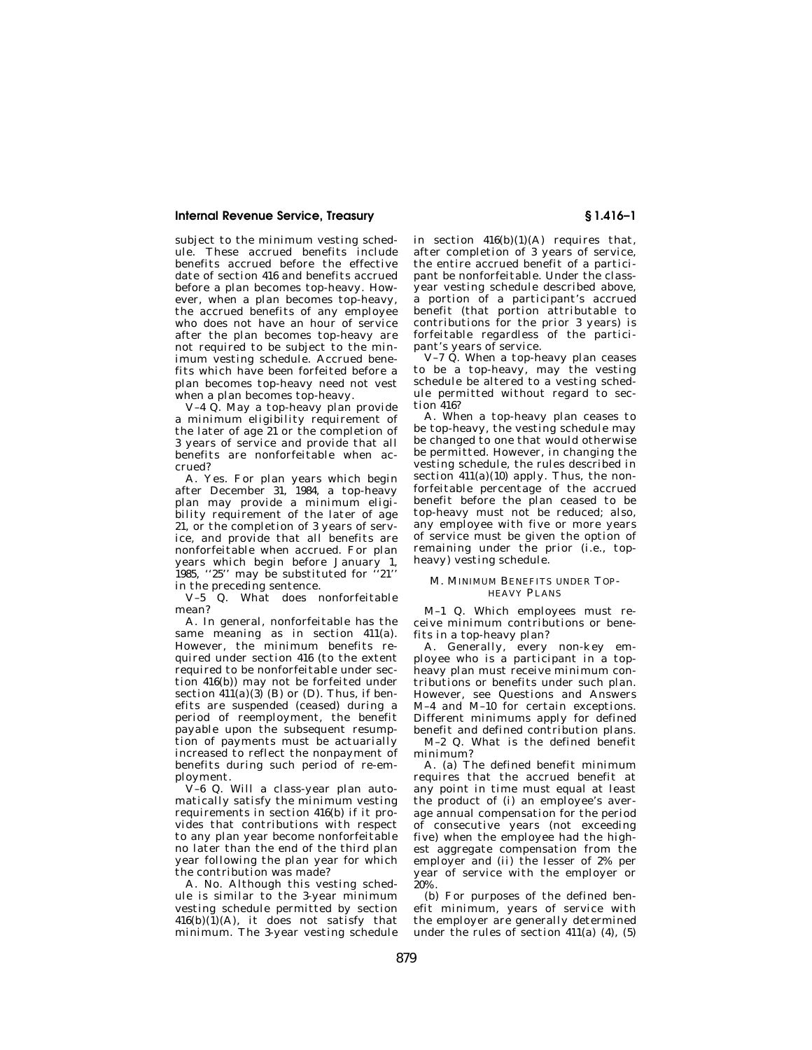subject to the minimum vesting schedule. These accrued benefits include benefits accrued before the effective date of section 416 and benefits accrued before a plan becomes top-heavy. However, when a plan becomes top-heavy, the accrued benefits of any employee who does not have an hour of service after the plan becomes top-heavy are not required to be subject to the minimum vesting schedule. Accrued benefits which have been forfeited before a plan becomes top-heavy need not vest when a plan becomes top-heavy.

V–4 Q. May a top-heavy plan provide a minimum eligibility requirement of the later of age 21 or the completion of 3 years of service and provide that all benefits are nonforfeitable when accrued?

A. Yes. For plan years which begin after December 31, 1984, a top-heavy plan may provide a minimum eligibility requirement of the later of age 21, or the completion of 3 years of service, and provide that all benefits are nonforfeitable when accrued. For plan years which begin before January 1, 1985, ''25'' may be substituted for ''21'' in the preceding sentence.

V–5 Q. What does nonforfeitable mean?

A. In general, nonforfeitable has the same meaning as in section 411(a). However, the minimum benefits required under section 416 (to the extent required to be nonforfeitable under section 416(b)) may not be forfeited under section 411(a)(3) (B) or (D). Thus, if benefits are suspended (ceased) during a period of reemployment, the benefit payable upon the subsequent resumption of payments must be actuarially increased to reflect the nonpayment of benefits during such period of re-employment.

V–6 Q. Will a class-year plan automatically satisfy the minimum vesting requirements in section 416(b) if it provides that contributions with respect to any plan year become nonforfeitable no later than the end of the third plan year following the plan year for which the contribution was made?

A. No. Although this vesting schedule is similar to the 3-year minimum vesting schedule permitted by section 416(b)(1)(A), it does not satisfy that minimum. The 3-year vesting schedule in section 416(b)(1)(A) requires that, after completion of 3 years of service, the entire accrued benefit of a participant be nonforfeitable. Under the class-year vesting schedule described above, a portion of a participant's accrued benefit (that portion attributable to contributions for the prior 3 years) is forfeitable regardless of the participant's years of service.

V–7 Q. When a top-heavy plan ceases to be a top-heavy, may the vesting schedule be altered to a vesting schedule permitted without regard to section 416?

A. When a top-heavy plan ceases to be top-heavy, the vesting schedule may be changed to one that would otherwise be permitted. However, in changing the vesting schedule, the rules described in section 411(a)(10) apply. Thus, the nonforfeitable percentage of the accrued benefit before the plan ceased to be top-heavy must not be reduced; also, any employee with five or more years of service must be given the option of remaining under the prior (i.e., top-heavy) vesting schedule.

## M. MINIMUM BENEFITS UNDER TOP-HEAVY PLANS

M–1 Q. Which employees must receive minimum contributions or benefits in a top-heavy plan?

A. Generally, every non-key employee who is a participant in a top-heavy plan must receive minimum contributions or benefits under such plan. However, see Questions and Answers M–4 and M–10 for certain exceptions. Different minimums apply for defined benefit and defined contribution plans.

M–2 Q. What is the defined benefit minimum?

A. (a) The defined benefit minimum requires that the accrued benefit at any point in time must equal at least the product of (i) an employee's average annual compensation for the period of consecutive years (not exceeding five) when the employee had the highest aggregate compensation from the employer and (ii) the lesser of 2% per year of service with the employer or 20%.

(b) For purposes of the defined benefit minimum, years of service with the employer are generally determined under the rules of section 411(a) (4), (5)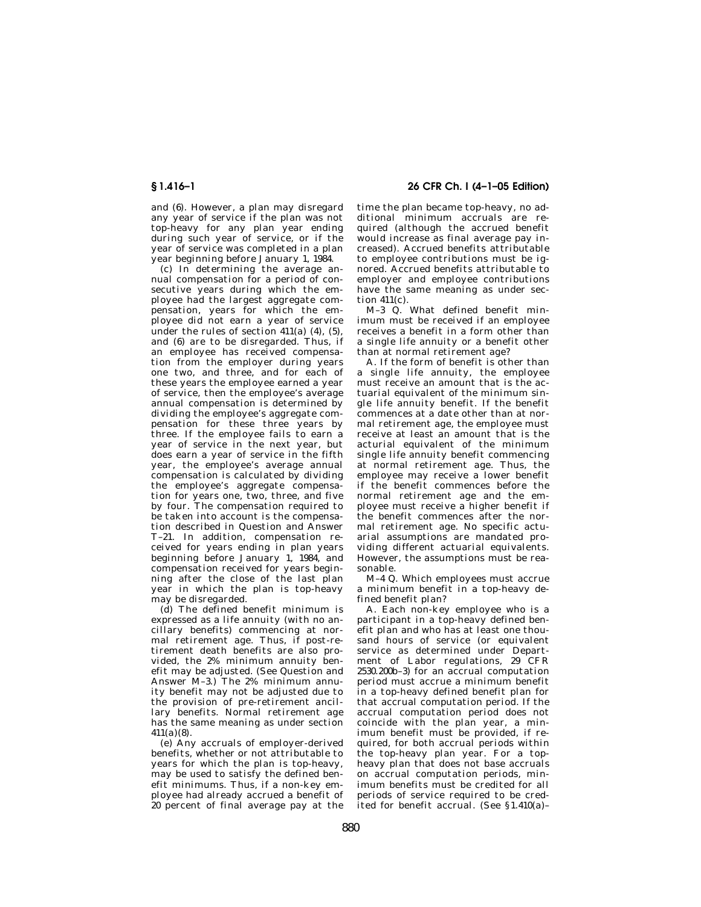and (6). However, a plan may disregard any year of service if the plan was not top-heavy for any plan year ending during such year of service, or if the year of service was completed in a plan year beginning before January 1, 1984.

(c) In determining the average annual compensation for a period of consecutive years during which the employee had the largest aggregate compensation, years for which the employee did not earn a year of service under the rules of section 411(a) (4), (5), and (6) are to be disregarded. Thus, if an employee has received compensation from the employer during years one two, and three, and for each of these years the employee earned a year of service, then the employee's average annual compensation is determined by dividing the employee's aggregate compensation for these three years by three. If the employee fails to earn a year of service in the next year, but does earn a year of service in the fifth year, the employee's average annual compensation is calculated by dividing the employee's aggregate compensation for years one, two, three, and five by four. The compensation required to be taken into account is the compensation described in Question and Answer T–21. In addition, compensation received for years ending in plan years beginning before January 1, 1984, and compensation received for years beginning after the close of the last plan year in which the plan is top-heavy may be disregarded.

(d) The defined benefit minimum is expressed as a life annuity (with no ancillary benefits) commencing at normal retirement age. Thus, if post-retirement death benefits are also provided, the 2% minimum annuity benefit may be adjusted. (See Question and Answer M–3.) The 2% minimum annuity benefit may not be adjusted due to the provision of pre-retirement ancillary benefits. Normal retirement age has the same meaning as under section 411(a)(8).

(e) Any accruals of employer-derived benefits, whether or not attributable to years for which the plan is top-heavy, may be used to satisfy the defined benefit minimums. Thus, if a non-key employee had already accrued a benefit of 20 percent of final average pay at the time the plan became top-heavy, no additional minimum accruals are required (although the accrued benefit would increase as final average pay increased). Accrued benefits attributable to employee contributions must be ignored. Accrued benefits attributable to employer and employee contributions have the same meaning as under section 411(c).

M–3 Q. What defined benefit minimum must be received if an employee receives a benefit in a form other than a single life annuity or a benefit other than at normal retirement age?

A. If the form of benefit is other than a single life annuity, the employee must receive an amount that is the actuarial equivalent of the minimum single life annuity benefit. If the benefit commences at a date other than at normal retirement age, the employee must receive at least an amount that is the acturial equivalent of the minimum single life annuity benefit commencing at normal retirement age. Thus, the employee may receive a lower benefit if the benefit commences before the normal retirement age and the employee must receive a higher benefit if the benefit commences after the normal retirement age. No specific acturarial assumptions are mandated providing different actuarial equivalents. However, the assumptions must be reasonable.

M–4 Q. Which employees must accrue a minimum benefit in a top-heavy defined benefit plan?

A. Each non-key employee who is a participant in a top-heavy defined benefit plan and who has at least one thousand hours of service (or equivalent service as determined under Department of Labor regulations, 29 CFR 2530.200b–3) for an accrual computation period must accrue a minimum benefit in a top-heavy defined benefit plan for that accrual computation period. If the accrual computation period does not coincide with the plan year, a minimum benefit must be provided, if required, for both accrual periods within the top-heavy plan year. For a top-heavy plan that does not base accruals on accrual computation periods, minimum benefits must be credited for all periods of service required to be credited for benefit accrual. (See §1.410(a)–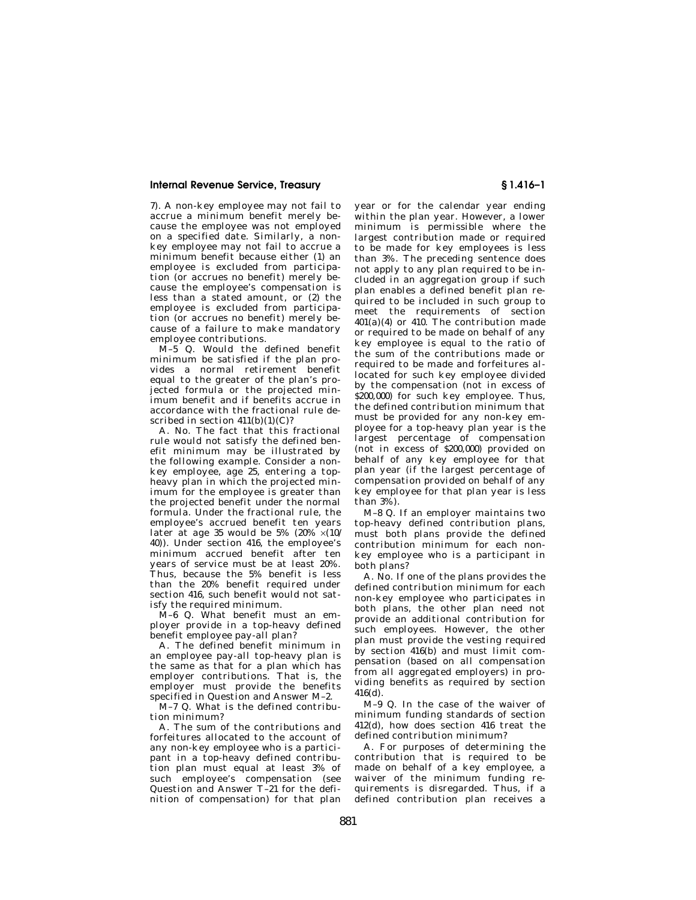7). A non-key employee may not fail to accrue a minimum benefit merely because the employee was not employed on a specified date. Similarly, a non-key employee may not fail to accrue a minimum benefit because either (1) an employee is excluded from participation (or accrues no benefit) merely because the employee's compensation is less than a stated amount, or (2) the employee is excluded from participation (or accrues no benefit) merely because of a failure to make mandatory employee contributions.

M–5 Q. Would the defined benefit minimum be satisfied if the plan provides a normal retirement benefit equal to the greater of the plan's projected formula or the projected minimum benefit and if benefits accrue in accordance with the fractional rule described in section 411(b)(1)(C)?

A. No. The fact that this fractional rule would not satisfy the defined benefit minimum may be illustrated by the following example. Consider a non-key employee, age 25, entering a top-heavy plan in which the projected minimum for the employee is greater than the projected benefit under the normal formula. Under the fractional rule, the employee's accrued benefit ten years later at age 35 would be 5% (20% ×(10/40)). Under section 416, the employee's minimum accrued benefit after ten years of service must be at least 20%. Thus, because the 5% benefit is less than the 20% benefit required under section 416, such benefit would not satisfy the required minimum.

M–6 Q. What benefit must an employer provide in a top-heavy defined benefit employee pay-all plan?

A. The defined benefit minimum in an employee pay-all top-heavy plan is the same as that for a plan which has employer contributions. That is, the employer must provide the benefits specified in Question and Answer M–2.

M–7 Q. What is the defined contribution minimum?

A. The sum of the contributions and forfeitures allocated to the account of any non-key employee who is a participant in a top-heavy defined contribution plan must equal at least 3% of such employee's compensation (see Question and Answer T–21 for the definition of compensation) for that plan year or for the calendar year ending within the plan year. However, a lower minimum is permissible where the largest contribution made or required to be made for key employees is less than 3%. The preceding sentence does not apply to any plan required to be included in an aggregation group if such plan enables a defined benefit plan required to be included in such group to meet the requirements of section 401(a)(4) or 410. The contribution made or required to be made on behalf of any key employee is equal to the ratio of the sum of the contributions made or required to be made and forfeitures allocated for such key employee divided by the compensation (not in excess of $200,000) for such key employee. Thus, the defined contribution minimum that must be provided for any non-key employee for a top-heavy plan year is the largest percentage of compensation (not in excess of $200,000) provided on behalf of any key employee for that plan year (if the largest percentage of compensation provided on behalf of any key employee for that plan year is less than 3%).

M–8 Q. If an employer maintains two top-heavy defined contribution plans, must both plans provide the defined contribution minimum for each non-key employee who is a participant in both plans?

A. No. If one of the plans provides the defined contribution minimum for each non-key employee who participates in both plans, the other plan need not provide an additional contribution for such employees. However, the other plan must provide the vesting required by section 416(b) and must limit compensation (based on all compensation from all aggregated employers) in providing benefits as required by section 416(d).

M–9 Q. In the case of the waiver of minimum funding standards of section 412(d), how does section 416 treat the defined contribution minimum?

A. For purposes of determining the contribution that is required to be made on behalf of a key employee, a waiver of the minimum funding requirements is disregarded. Thus, if a defined contribution plan receives a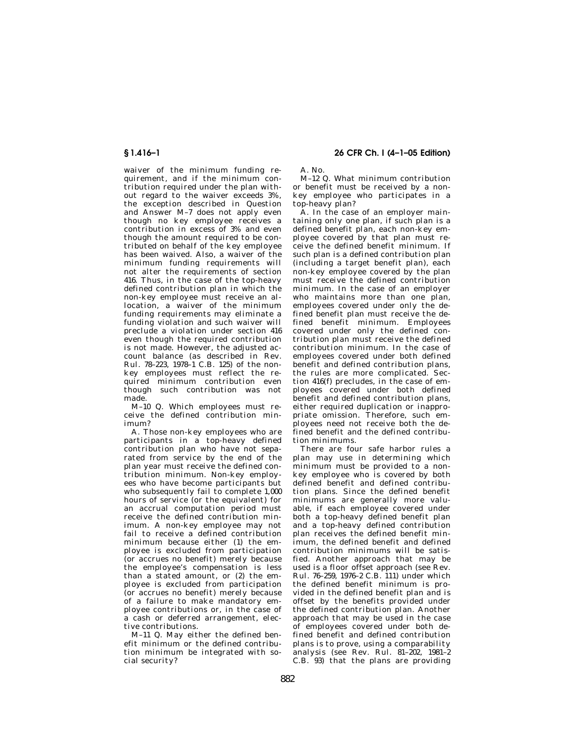waiver of the minimum funding requirement, and if the minimum contribution required under the plan without regard to the waiver exceeds 3%, the exception described in Question and Answer M–7 does not apply even though no key employee receives a contribution in excess of 3% and even though the amount required to be contributed on behalf of the key employee has been waived. Also, a waiver of the minimum funding requirements will not alter the requirements of section 416. Thus, in the case of the top-heavy defined contribution plan in which the non-key employee must receive an allocation, a waiver of the minimum funding requirements may eliminate a funding violation and such waiver will preclude a violation under section 416 even though the required contribution is not made. However, the adjusted account balance (as described in Rev. Rul. 78–223, 1978–1 C.B. 125) of the nonkey employees must reflect the required minimum contribution even though such contribution was not made.

M–10 Q. Which employees must receive the defined contribution minimum?

A. Those non-key employees who are participants in a top-heavy defined contribution plan who have not separated from service by the end of the plan year must receive the defined contribution minimum. Non-key employees who have become participants but who subsequently fail to complete 1,000 hours of service (or the equivalent) for an accrual computation period must receive the defined contribution minimum. A non-key employee may not fail to receive a defined contribution minimum because either (1) the employee is excluded from participation (or accrues no benefit) merely because the employee's compensation is less than a stated amount, or (2) the employee is excluded from participation (or accrues no benefit) merely because of a failure to make mandatory employee contributions or, in the case of a cash or deferred arrangement, elective contributions.

M–11 Q. May either the defined benefit minimum or the defined contribution minimum be integrated with social security?

A. No.

M–12 Q. What minimum contribution or benefit must be received by a nonkey employee who participates in a top-heavy plan?

A. In the case of an employer maintaining only one plan, if such plan is a defined benefit plan, each non-key employee covered by that plan must receive the defined benefit minimum. If such plan is a defined contribution plan (including a target benefit plan), each non-key employee covered by the plan must receive the defined contribution minimum. In the case of an employer who maintains more than one plan, employees covered under only the defined benefit plan must receive the defined benefit minimum. Employees covered under only the defined contribution plan must receive the defined contribution minimum. In the case of employees covered under both defined benefit and defined contribution plans, the rules are more complicated. Section 416(f) precludes, in the case of employees covered under both defined benefit and defined contribution plans, either required duplication or inappropriate omission. Therefore, such employees need not receive both the defined benefit and the defined contribution minimums.

There are four safe harbor rules a plan may use in determining which minimum must be provided to a nonkey employee who is covered by both defined benefit and defined contribution plans. Since the defined benefit minimums are generally more valuable, if each employee covered under both a top-heavy defined benefit plan and a top-heavy defined contribution plan receives the defined benefit minimum, the defined benefit and defined contribution minimums will be satisfied. Another approach that may be used is a floor offset approach (see Rev. Rul. 76–259, 1976–2 C.B. 111) under which the defined benefit minimum is provided in the defined benefit plan and is offset by the benefits provided under the defined contribution plan. Another approach that may be used in the case of employees covered under both defined benefit and defined contribution plans is to prove, using a comparability analysis (see Rev. Rul. 81–202, 1981–2 C.B. 93) that the plans are providing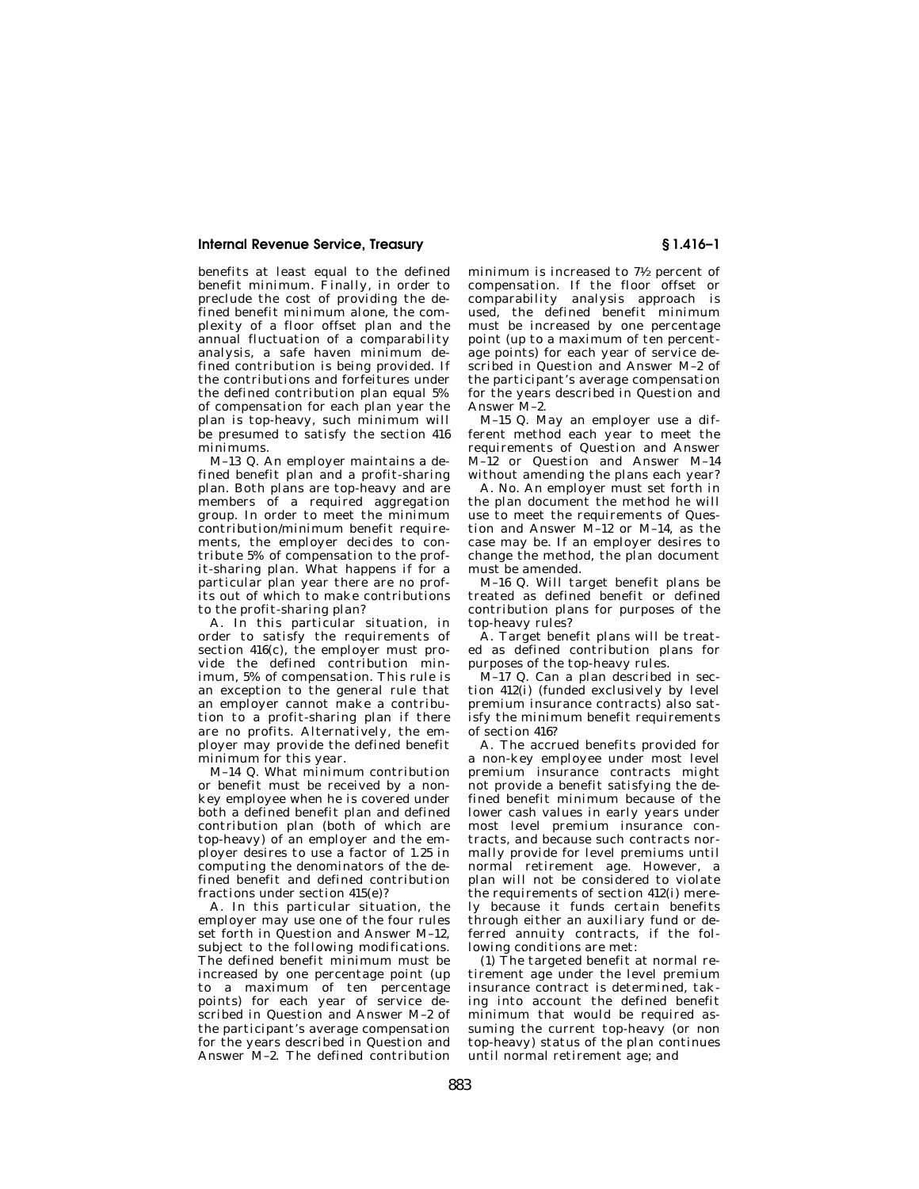benefits at least equal to the defined benefit minimum. Finally, in order to preclude the cost of providing the defined benefit minimum alone, the complexity of a floor offset plan and the annual fluctuation of a comparability analysis, a safe haven minimum defined contribution is being provided. If the contributions and forfeitures under the defined contribution plan equal 5% of compensation for each plan year the plan is top-heavy, such minimum will be presumed to satisfy the section 416 minimums.

M–13 Q. An employer maintains a defined benefit plan and a profit-sharing plan. Both plans are top-heavy and are members of a required aggregation group. In order to meet the minimum contribution/minimum benefit requirements, the employer decides to contribute 5% of compensation to the profit-sharing plan. What happens if for a particular plan year there are no profits out of which to make contributions to the profit-sharing plan?

A. In this particular situation, in order to satisfy the requirements of section 416(c), the employer must provide the defined contribution minimum, 5% of compensation. This rule is an exception to the general rule that an employer cannot make a contribution to a profit-sharing plan if there are no profits. Alternatively, the employer may provide the defined benefit minimum for this year.

M–14 Q. What minimum contribution or benefit must be received by a non-key employee when he is covered under both a defined benefit plan and defined contribution plan (both of which are top-heavy) of an employer and the employer desires to use a factor of 1.25 in computing the denominators of the defined benefit and defined contribution fractions under section 415(e)?

A. In this particular situation, the employer may use one of the four rules set forth in Question and Answer M–12, subject to the following modifications. The defined benefit minimum must be increased by one percentage point (up to a maximum of ten percentage points) for each year of service described in Question and Answer M–2 of the participant's average compensation for the years described in Question and Answer M–2. The defined contribution minimum is increased to 7½ percent of compensation. If the floor offset or comparability analysis approach is used, the defined benefit minimum must be increased by one percentage point (up to a maximum of ten percentage points) for each year of service described in Question and Answer M–2 of the participant's average compensation for the years described in Question and Answer M–2.

M–15 Q. May an employer use a different method each year to meet the requirements of Question and Answer M–12 or Question and Answer M–14 without amending the plans each year?

A. No. An employer must set forth in the plan document the method he will use to meet the requirements of Question and Answer M–12 or M–14, as the case may be. If an employer desires to change the method, the plan document must be amended.

M–16 Q. Will target benefit plans be treated as defined benefit or defined contribution plans for purposes of the top-heavy rules?

A. Target benefit plans will be treated as defined contribution plans for purposes of the top-heavy rules.

M–17 Q. Can a plan described in section 412(i) (funded exclusively by level premium insurance contracts) also satisfy the minimum benefit requirements of section 416?

A. The accrued benefits provided for a non-key employee under most level premium insurance contracts might not provide a benefit satisfying the defined benefit minimum because of the lower cash values in early years under most level premium insurance contracts, and because such contracts normally provide for level premiums until normal retirement age. However, a plan will not be considered to violate the requirements of section 412(i) merely because it funds certain benefits through either an auxiliary fund or deferred annuity contracts, if the following conditions are met:

(1) The targeted benefit at normal retirement age under the level premium insurance contract is determined, taking into account the defined benefit minimum that would be required assuming the current top-heavy (or non top-heavy) status of the plan continues until normal retirement age; and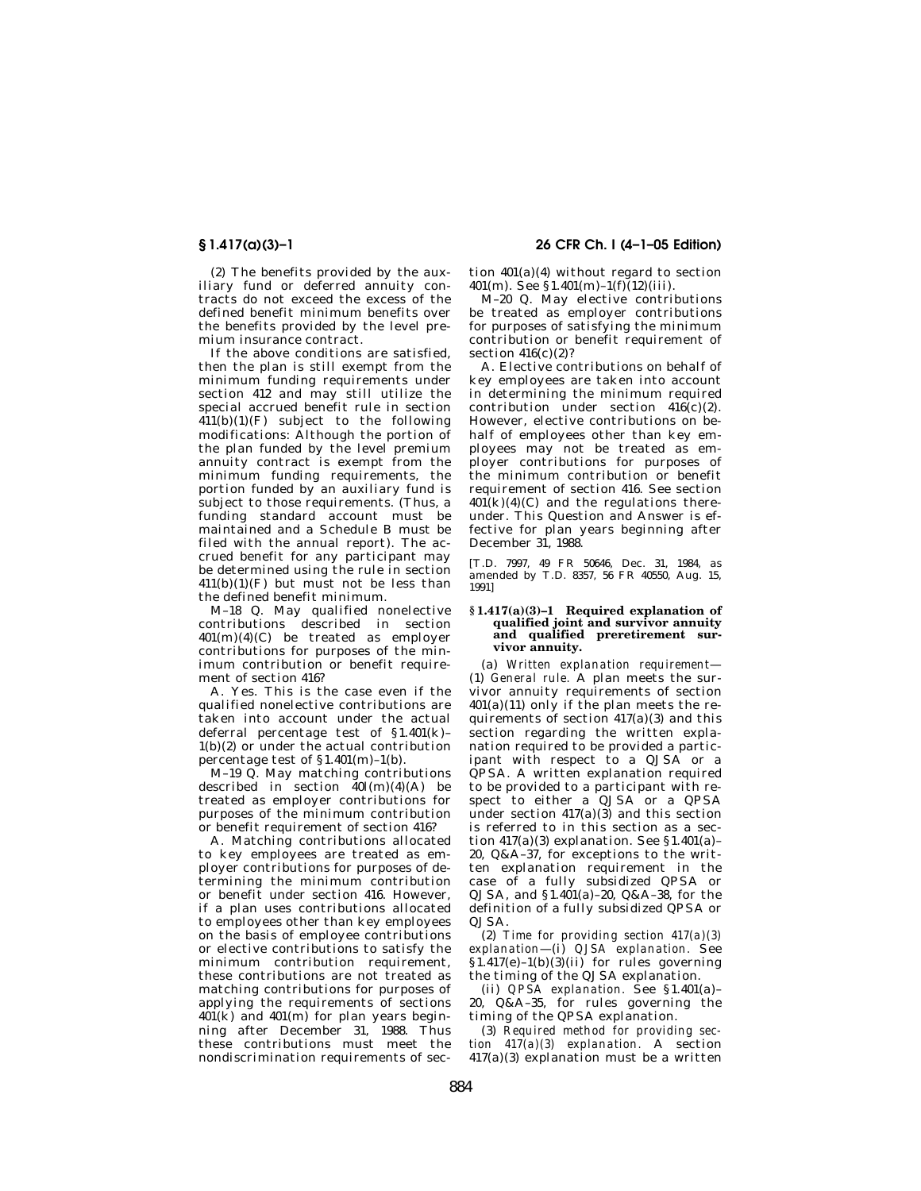(2) The benefits provided by the auxiliary fund or deferred annuity contracts do not exceed the excess of the defined benefit minimum benefits over the benefits provided by the level premium insurance contract.

If the above conditions are satisfied, then the plan is still exempt from the minimum funding requirements under section 412 and may still utilize the special accrued benefit rule in section 411(b)(1)(F) subject to the following modifications: Although the portion of the plan funded by the level premium annuity contract is exempt from the minimum funding requirements, the portion funded by an auxiliary fund is subject to those requirements. (Thus, a funding standard account must be maintained and a Schedule B must be filed with the annual report). The accrued benefit for any participant may be determined using the rule in section 411(b)(1)(F) but must not be less than the defined benefit minimum.

M–18 Q. May qualified nonelective contributions described in section 401(m)(4)(C) be treated as employer contributions for purposes of the minimum contribution or benefit requirement of section 416?

A. Yes. This is the case even if the qualified nonelective contributions are taken into account under the actual deferral percentage test of §1.401(k)–1(b)(2) or under the actual contribution percentage test of §1.401(m)–1(b).

M–19 Q. May matching contributions described in section 401(m)(4)(A) be treated as employer contributions for purposes of the minimum contribution or benefit requirement of section 416?

A. Matching contributions allocated to key employees are treated as employer contributions for purposes of determining the minimum contribution or benefit under section 416. However, if a plan uses contributions allocated to employees other than key employees on the basis of employee contributions or elective contributions to satisfy the minimum contribution requirement, these contributions are not treated as matching contributions for purposes of applying the requirements of sections 401(k) and 401(m) for plan years beginning after December 31, 1988. Thus these contributions must meet the nondiscrimination requirements of section 401(a)(4) without regard to section 401(m). See §1.401(m)–1(f)(12)(iii).

M–20 Q. May elective contributions be treated as employer contributions for purposes of satisfying the minimum contribution or benefit requirement of section 416(c)(2)?

A. Elective contributions on behalf of key employees are taken into account in determining the minimum required contribution under section 416(c)(2). However, elective contributions on behalf of employees other than key employees may not be treated as employer contributions for purposes of the minimum contribution or benefit requirement of section 416. See section 401(k)(4)(C) and the regulations thereunder. This Question and Answer is effective for plan years beginning after December 31, 1988.

[T.D. 7997, 49 FR 50646, Dec. 31, 1984, as amended by T.D. 8357, 56 FR 40550, Aug. 15, 1991]

## §1.417(a)(3)–1 Required explanation of qualified joint and survivor annuity and qualified preretirement survivor annuity.

(a) *Written explanation requirement*—(1) *General rule.* A plan meets the survivor annuity requirements of section 401(a)(11) only if the plan meets the requirements of section 417(a)(3) and this section regarding the written explanation required to be provided a participant with respect to a QJSA or a QPSA. A written explanation required to be provided to a participant with respect to either a QJSA or a QPSA under section 417(a)(3) and this section is referred to in this section as a section 417(a)(3) explanation. See §1.401(a)–20, Q&A–37, for exceptions to the written explanation requirement in the case of a fully subsidized QPSA or QJSA, and §1.401(a)–20, Q&A–38, for the definition of a fully subsidized QPSA or QJSA.

(2) *Time for providing section 417(a)(3) explanation*—(i) *QJSA explanation.* See §1.417(e)–1(b)(3)(ii) for rules governing the timing of the QJSA explanation.

(ii) *QPSA explanation.* See §1.401(a)–20, Q&A–35, for rules governing the timing of the QPSA explanation.

(3) *Required method for providing section 417(a)(3) explanation.* A section 417(a)(3) explanation must be a written